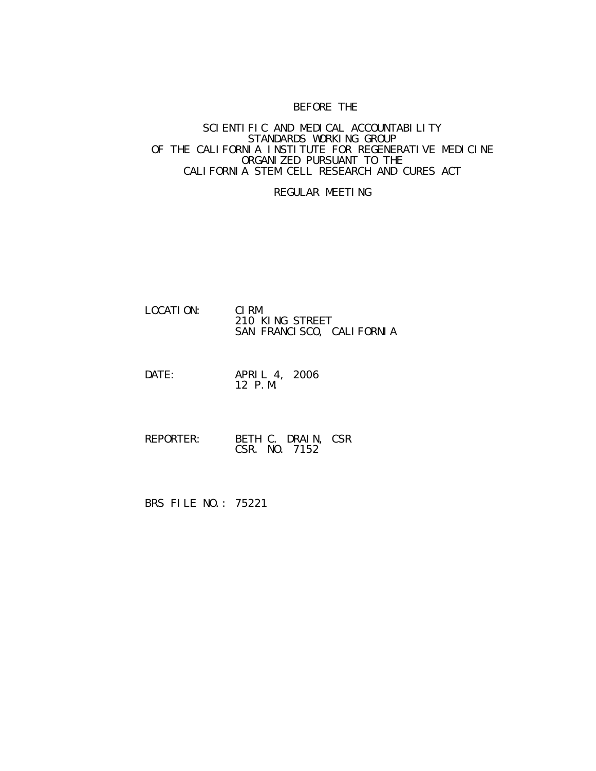BEFORE THE

SCIENTIFIC AND MEDICAL ACCOUNTABILITY
STANDARDS WORKING GROUP
OF THE CALIFORNIA INSTITUTE FOR REGENERATIVE MEDICINE
ORGANIZED PURSUANT TO THE
CALIFORNIA STEM CELL RESEARCH AND CURES ACT

REGULAR MEETING

LOCATION: CIRM
210 KING STREET
SAN FRANCISCO, CALIFORNIA

DATE: APRIL 4, 2006
12 P.M.

REPORTER: BETH C. DRAIN, CSR
CSR. NO. 7152

BRS FILE NO.: 75221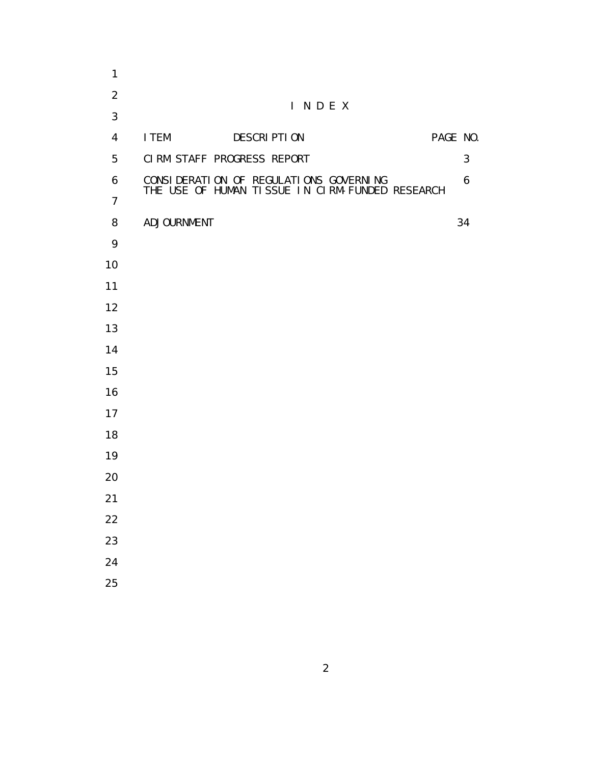# INDEX

| ITEM DESCRIPTION | PAGE NO. |
| --- | --- |
| CIRM STAFF PROGRESS REPORT | 3 |
| CONSIDERATION OF REGULATIONS GOVERNING THE USE OF HUMAN TISSUE IN CIRM-FUNDED RESEARCH | 6 |
| ADJOURNMENT | 34 |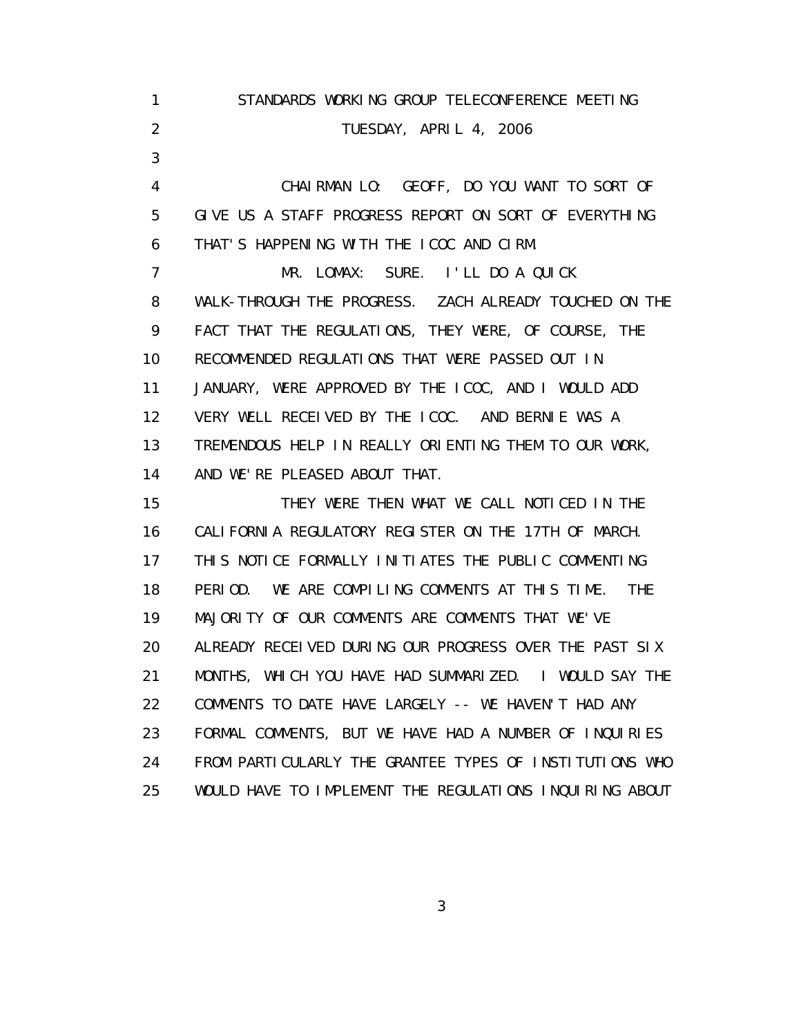STANDARDS WORKING GROUP TELECONFERENCE MEETING
TUESDAY, APRIL 4, 2006

CHAIRMAN LO: GEOFF, DO YOU WANT TO SORT OF GIVE US A STAFF PROGRESS REPORT ON SORT OF EVERYTHING THAT'S HAPPENING WITH THE ICOC AND CIRM.

MR. LOMAX: SURE. I'LL DO A QUICK WALK-THROUGH THE PROGRESS. ZACH ALREADY TOUCHED ON THE FACT THAT THE REGULATIONS, THEY WERE, OF COURSE, THE RECOMMENDED REGULATIONS THAT WERE PASSED OUT IN JANUARY, WERE APPROVED BY THE ICOC, AND I WOULD ADD VERY WELL RECEIVED BY THE ICOC. AND BERNIE WAS A TREMENDOUS HELP IN REALLY ORIENTING THEM TO OUR WORK, AND WE'RE PLEASED ABOUT THAT.

THEY WERE THEN WHAT WE CALL NOTICED IN THE CALIFORNIA REGULATORY REGISTER ON THE 17TH OF MARCH. THIS NOTICE FORMALLY INITIATES THE PUBLIC COMMENTING PERIOD. WE ARE COMPILING COMMENTS AT THIS TIME. THE MAJORITY OF OUR COMMENTS ARE COMMENTS THAT WE'VE ALREADY RECEIVED DURING OUR PROGRESS OVER THE PAST SIX MONTHS, WHICH YOU HAVE HAD SUMMARIZED. I WOULD SAY THE COMMENTS TO DATE HAVE LARGELY -- WE HAVEN'T HAD ANY FORMAL COMMENTS, BUT WE HAVE HAD A NUMBER OF INQUIRIES FROM PARTICULARLY THE GRANTEE TYPES OF INSTITUTIONS WHO WOULD HAVE TO IMPLEMENT THE REGULATIONS INQUIRING ABOUT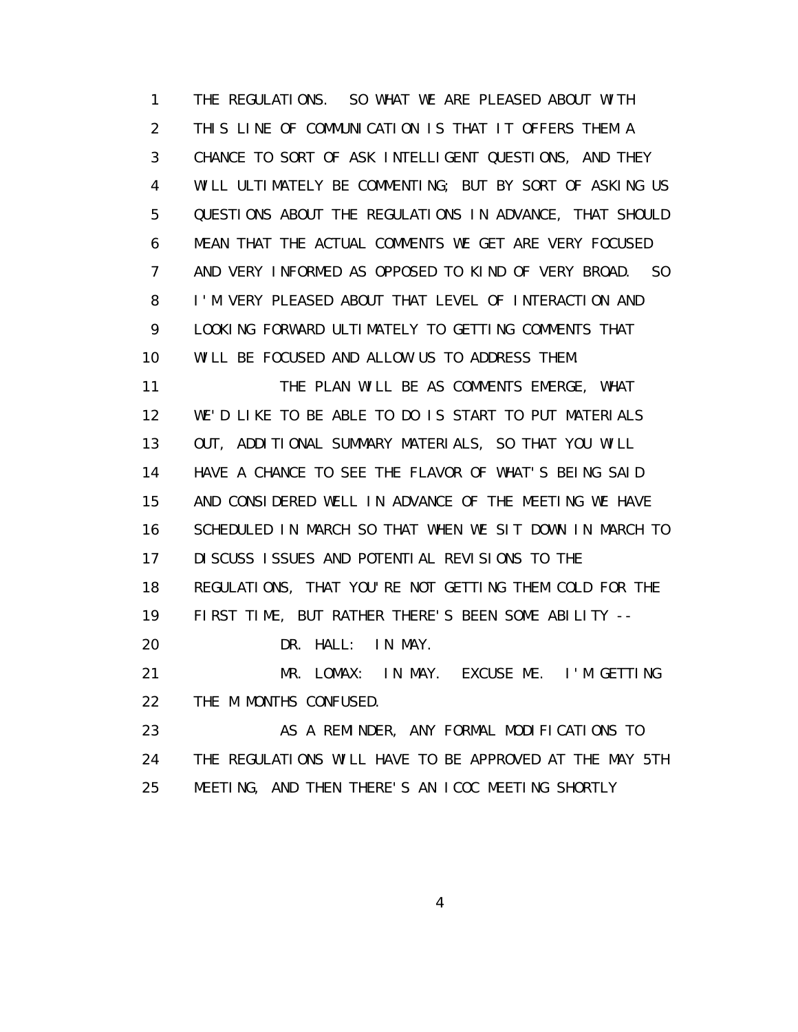1 THE REGULATIONS. SO WHAT WE ARE PLEASED ABOUT WITH
2 THIS LINE OF COMMUNICATION IS THAT IT OFFERS THEM A
3 CHANCE TO SORT OF ASK INTELLIGENT QUESTIONS, AND THEY
4 WILL ULTIMATELY BE COMMENTING; BUT BY SORT OF ASKING US
5 QUESTIONS ABOUT THE REGULATIONS IN ADVANCE, THAT SHOULD
6 MEAN THAT THE ACTUAL COMMENTS WE GET ARE VERY FOCUSED
7 AND VERY INFORMED AS OPPOSED TO KIND OF VERY BROAD. SO
8 I'M VERY PLEASED ABOUT THAT LEVEL OF INTERACTION AND
9 LOOKING FORWARD ULTIMATELY TO GETTING COMMENTS THAT
10 WILL BE FOCUSED AND ALLOW US TO ADDRESS THEM.
11 THE PLAN WILL BE AS COMMENTS EMERGE, WHAT
12 WE'D LIKE TO BE ABLE TO DO IS START TO PUT MATERIALS
13 OUT, ADDITIONAL SUMMARY MATERIALS, SO THAT YOU WILL
14 HAVE A CHANCE TO SEE THE FLAVOR OF WHAT'S BEING SAID
15 AND CONSIDERED WELL IN ADVANCE OF THE MEETING WE HAVE
16 SCHEDULED IN MARCH SO THAT WHEN WE SIT DOWN IN MARCH TO
17 DISCUSS ISSUES AND POTENTIAL REVISIONS TO THE
18 REGULATIONS, THAT YOU'RE NOT GETTING THEM COLD FOR THE
19 FIRST TIME, BUT RATHER THERE'S BEEN SOME ABILITY --
20 DR. HALL: IN MAY.
21 MR. LOMAX: IN MAY. EXCUSE ME. I'M GETTING
22 THE M MONTHS CONFUSED.
23 AS A REMINDER, ANY FORMAL MODIFICATIONS TO
24 THE REGULATIONS WILL HAVE TO BE APPROVED AT THE MAY 5TH
25 MEETING, AND THEN THERE'S AN ICOC MEETING SHORTLY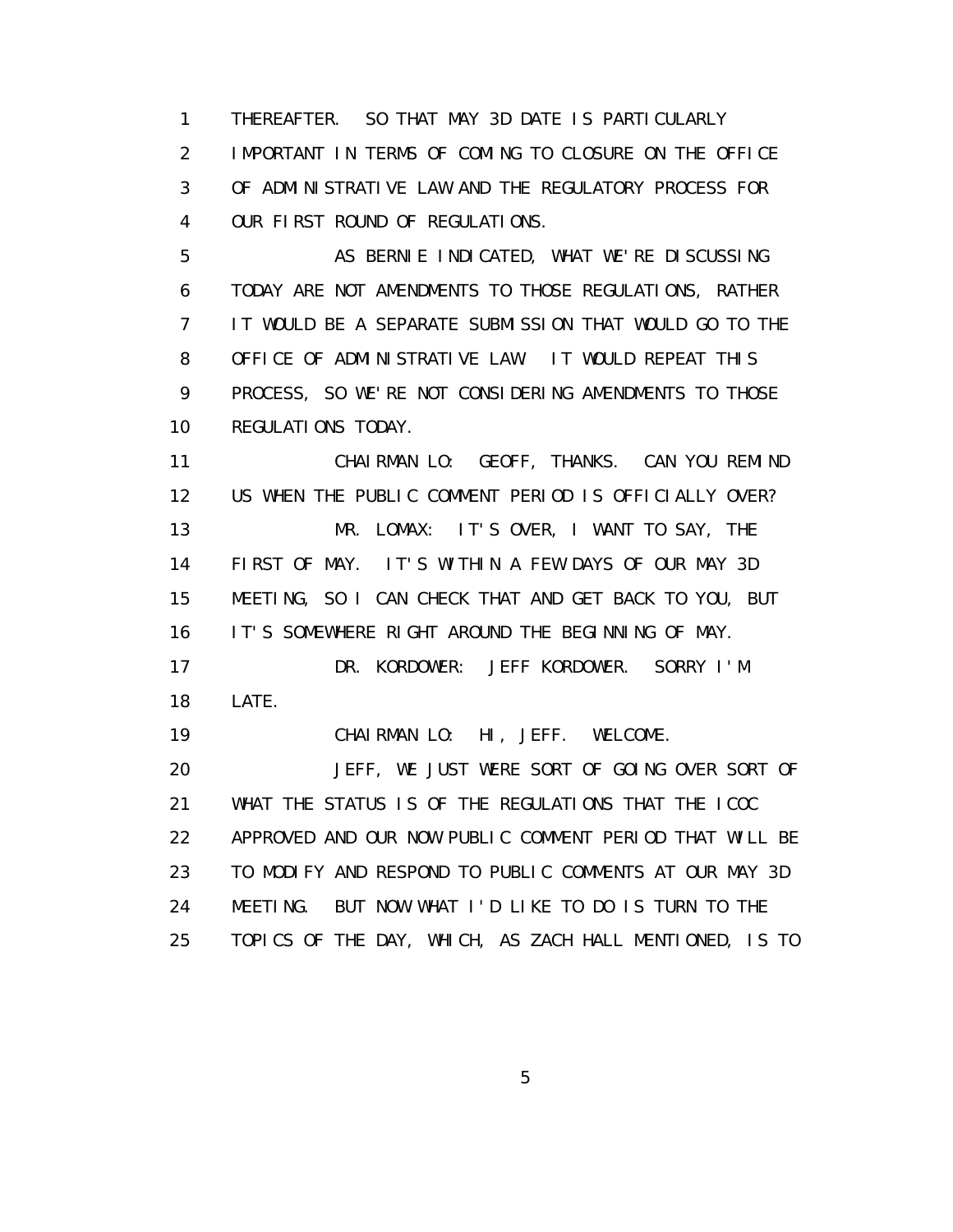1 THEREAFTER. SO THAT MAY 3D DATE IS PARTICULARLY
2 IMPORTANT IN TERMS OF COMING TO CLOSURE ON THE OFFICE
3 OF ADMINISTRATIVE LAW AND THE REGULATORY PROCESS FOR
4 OUR FIRST ROUND OF REGULATIONS.
5 AS BERNIE INDICATED, WHAT WE'RE DISCUSSING
6 TODAY ARE NOT AMENDMENTS TO THOSE REGULATIONS, RATHER
7 IT WOULD BE A SEPARATE SUBMISSION THAT WOULD GO TO THE
8 OFFICE OF ADMINISTRATIVE LAW. IT WOULD REPEAT THIS
9 PROCESS, SO WE'RE NOT CONSIDERING AMENDMENTS TO THOSE
10 REGULATIONS TODAY.
11 CHAIRMAN LO: GEOFF, THANKS. CAN YOU REMIND
12 US WHEN THE PUBLIC COMMENT PERIOD IS OFFICIALLY OVER?
13 MR. LOMAX: IT'S OVER, I WANT TO SAY, THE
14 FIRST OF MAY. IT'S WITHIN A FEW DAYS OF OUR MAY 3D
15 MEETING, SO I CAN CHECK THAT AND GET BACK TO YOU, BUT
16 IT'S SOMEWHERE RIGHT AROUND THE BEGINNING OF MAY.
17 DR. KORDOWER: JEFF KORDOWER. SORRY I'M
18 LATE.
19 CHAIRMAN LO: HI, JEFF. WELCOME.
20 JEFF, WE JUST WERE SORT OF GOING OVER SORT OF
21 WHAT THE STATUS IS OF THE REGULATIONS THAT THE ICOC
22 APPROVED AND OUR NOW PUBLIC COMMENT PERIOD THAT WILL BE
23 TO MODIFY AND RESPOND TO PUBLIC COMMENTS AT OUR MAY 3D
24 MEETING. BUT NOW WHAT I'D LIKE TO DO IS TURN TO THE
25 TOPICS OF THE DAY, WHICH, AS ZACH HALL MENTIONED, IS TO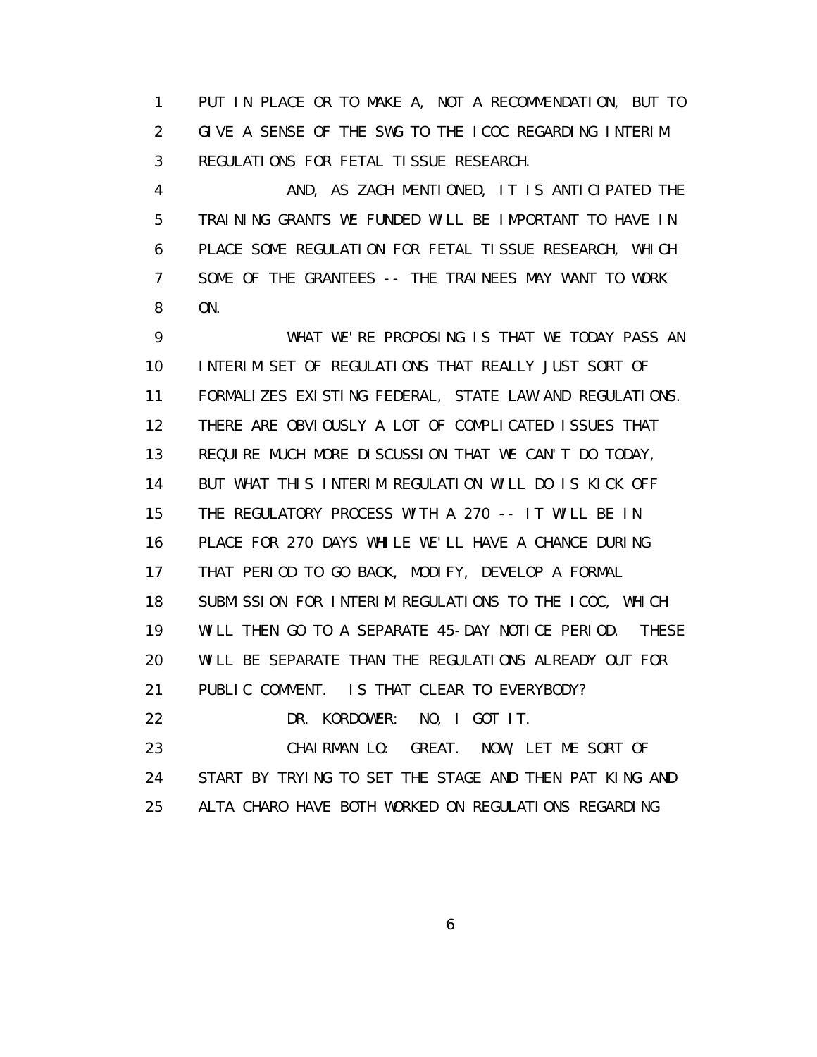PUT IN PLACE OR TO MAKE A, NOT A RECOMMENDATION, BUT TO GIVE A SENSE OF THE SWG TO THE ICOC REGARDING INTERIM REGULATIONS FOR FETAL TISSUE RESEARCH.

AND, AS ZACH MENTIONED, IT IS ANTICIPATED THE TRAINING GRANTS WE FUNDED WILL BE IMPORTANT TO HAVE IN PLACE SOME REGULATION FOR FETAL TISSUE RESEARCH, WHICH SOME OF THE GRANTEES -- THE TRAINEES MAY WANT TO WORK ON.

WHAT WE'RE PROPOSING IS THAT WE TODAY PASS AN INTERIM SET OF REGULATIONS THAT REALLY JUST SORT OF FORMALIZES EXISTING FEDERAL, STATE LAW AND REGULATIONS. THERE ARE OBVIOUSLY A LOT OF COMPLICATED ISSUES THAT REQUIRE MUCH MORE DISCUSSION THAT WE CAN'T DO TODAY, BUT WHAT THIS INTERIM REGULATION WILL DO IS KICK OFF THE REGULATORY PROCESS WITH A 270 -- IT WILL BE IN PLACE FOR 270 DAYS WHILE WE'LL HAVE A CHANCE DURING THAT PERIOD TO GO BACK, MODIFY, DEVELOP A FORMAL SUBMISSION FOR INTERIM REGULATIONS TO THE ICOC, WHICH WILL THEN GO TO A SEPARATE 45-DAY NOTICE PERIOD. THESE WILL BE SEPARATE THAN THE REGULATIONS ALREADY OUT FOR PUBLIC COMMENT. IS THAT CLEAR TO EVERYBODY?

DR. KORDOWER: NO, I GOT IT.

CHAIRMAN LO: GREAT. NOW, LET ME SORT OF START BY TRYING TO SET THE STAGE AND THEN PAT KING AND ALTA CHARO HAVE BOTH WORKED ON REGULATIONS REGARDING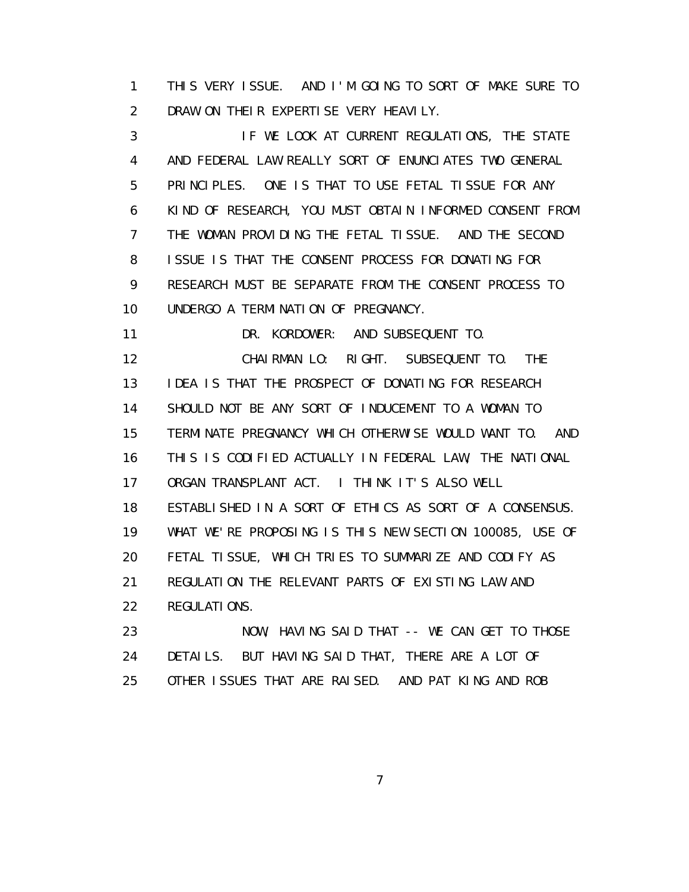THIS VERY ISSUE. AND I'M GOING TO SORT OF MAKE SURE TO DRAW ON THEIR EXPERTISE VERY HEAVILY.

IF WE LOOK AT CURRENT REGULATIONS, THE STATE AND FEDERAL LAW REALLY SORT OF ENUNCIATES TWO GENERAL PRINCIPLES. ONE IS THAT TO USE FETAL TISSUE FOR ANY KIND OF RESEARCH, YOU MUST OBTAIN INFORMED CONSENT FROM THE WOMAN PROVIDING THE FETAL TISSUE. AND THE SECOND ISSUE IS THAT THE CONSENT PROCESS FOR DONATING FOR RESEARCH MUST BE SEPARATE FROM THE CONSENT PROCESS TO UNDERGO A TERMINATION OF PREGNANCY.

DR. KORDOWER: AND SUBSEQUENT TO.

CHAIRMAN LO: RIGHT. SUBSEQUENT TO. THE IDEA IS THAT THE PROSPECT OF DONATING FOR RESEARCH SHOULD NOT BE ANY SORT OF INDUCEMENT TO A WOMAN TO TERMINATE PREGNANCY WHICH OTHERWISE WOULD WANT TO. AND THIS IS CODIFIED ACTUALLY IN FEDERAL LAW, THE NATIONAL ORGAN TRANSPLANT ACT. I THINK IT'S ALSO WELL ESTABLISHED IN A SORT OF ETHICS AS SORT OF A CONSENSUS. WHAT WE'RE PROPOSING IS THIS NEW SECTION 100085, USE OF FETAL TISSUE, WHICH TRIES TO SUMMARIZE AND CODIFY AS REGULATION THE RELEVANT PARTS OF EXISTING LAW AND REGULATIONS.

NOW, HAVING SAID THAT -- WE CAN GET TO THOSE DETAILS. BUT HAVING SAID THAT, THERE ARE A LOT OF OTHER ISSUES THAT ARE RAISED. AND PAT KING AND ROB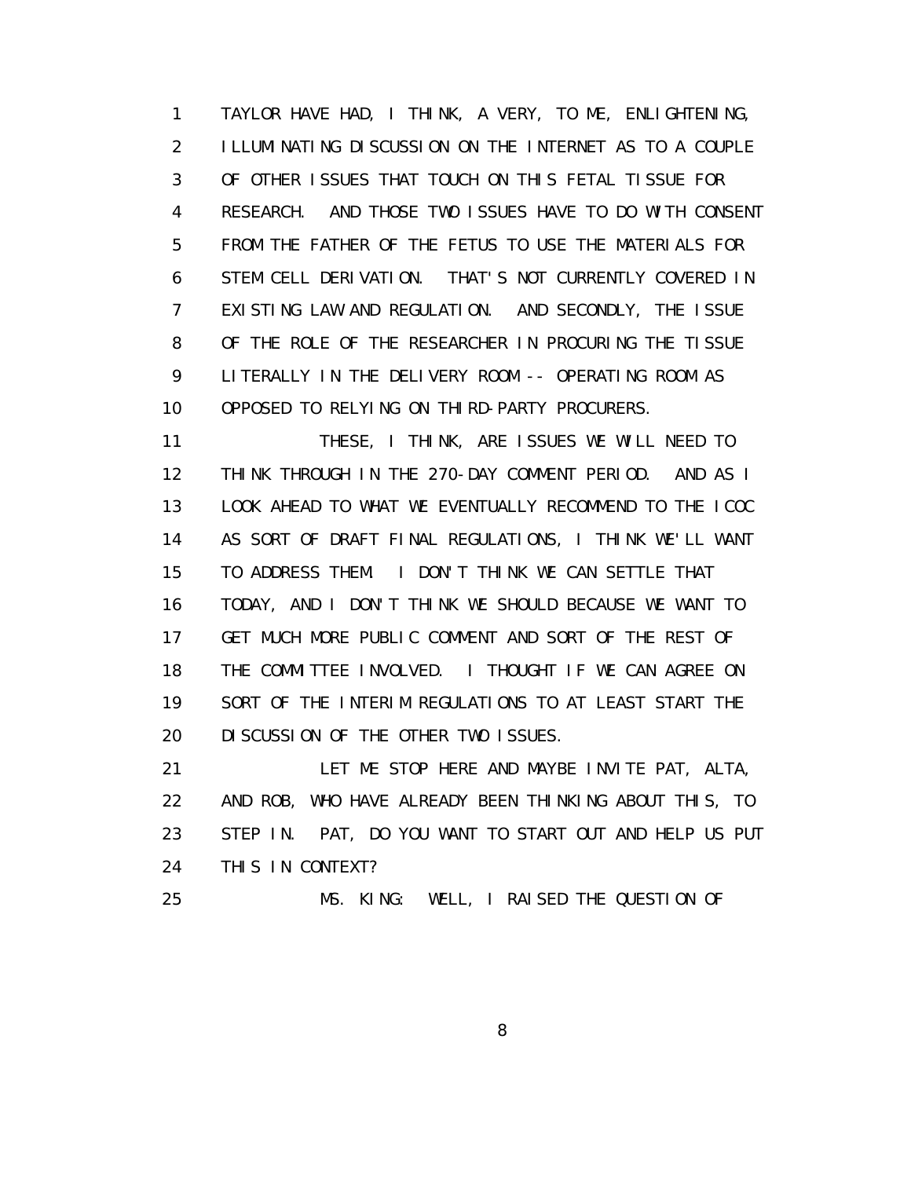1 TAYLOR HAVE HAD, I THINK, A VERY, TO ME, ENLIGHTENING,
2 ILLUMINATING DISCUSSION ON THE INTERNET AS TO A COUPLE
3 OF OTHER ISSUES THAT TOUCH ON THIS FETAL TISSUE FOR
4 RESEARCH. AND THOSE TWO ISSUES HAVE TO DO WITH CONSENT
5 FROM THE FATHER OF THE FETUS TO USE THE MATERIALS FOR
6 STEM CELL DERIVATION. THAT'S NOT CURRENTLY COVERED IN
7 EXISTING LAW AND REGULATION. AND SECONDLY, THE ISSUE
8 OF THE ROLE OF THE RESEARCHER IN PROCURING THE TISSUE
9 LITERALLY IN THE DELIVERY ROOM -- OPERATING ROOM AS
10 OPPOSED TO RELYING ON THIRD-PARTY PROCURERS.
11 THESE, I THINK, ARE ISSUES WE WILL NEED TO
12 THINK THROUGH IN THE 270-DAY COMMENT PERIOD. AND AS I
13 LOOK AHEAD TO WHAT WE EVENTUALLY RECOMMEND TO THE ICOC
14 AS SORT OF DRAFT FINAL REGULATIONS, I THINK WE'LL WANT
15 TO ADDRESS THEM. I DON'T THINK WE CAN SETTLE THAT
16 TODAY, AND I DON'T THINK WE SHOULD BECAUSE WE WANT TO
17 GET MUCH MORE PUBLIC COMMENT AND SORT OF THE REST OF
18 THE COMMITTEE INVOLVED. I THOUGHT IF WE CAN AGREE ON
19 SORT OF THE INTERIM REGULATIONS TO AT LEAST START THE
20 DISCUSSION OF THE OTHER TWO ISSUES.
21 LET ME STOP HERE AND MAYBE INVITE PAT, ALTA,
22 AND ROB, WHO HAVE ALREADY BEEN THINKING ABOUT THIS, TO
23 STEP IN. PAT, DO YOU WANT TO START OUT AND HELP US PUT
24 THIS IN CONTEXT?
25 MS. KING: WELL, I RAISED THE QUESTION OF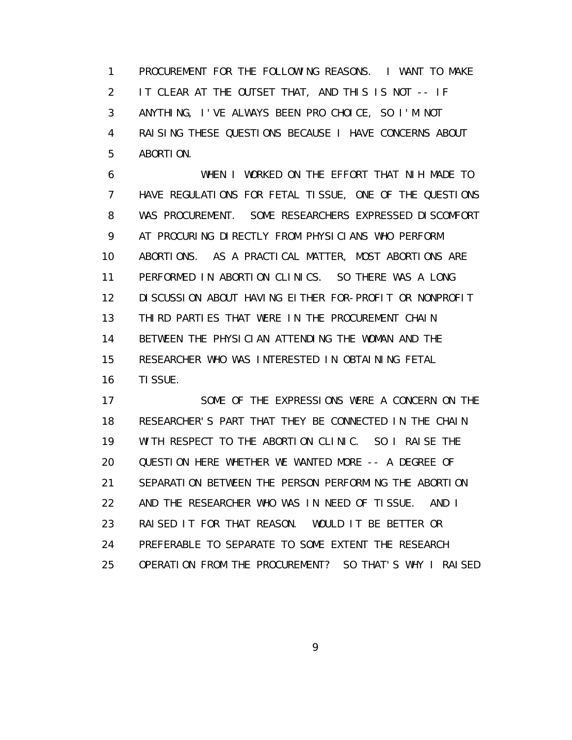PROCUREMENT FOR THE FOLLOWING REASONS. I WANT TO MAKE IT CLEAR AT THE OUTSET THAT, AND THIS IS NOT -- IF ANYTHING, I'VE ALWAYS BEEN PRO CHOICE, SO I'M NOT RAISING THESE QUESTIONS BECAUSE I HAVE CONCERNS ABOUT ABORTION.

WHEN I WORKED ON THE EFFORT THAT NIH MADE TO HAVE REGULATIONS FOR FETAL TISSUE, ONE OF THE QUESTIONS WAS PROCUREMENT. SOME RESEARCHERS EXPRESSED DISCOMFORT AT PROCURING DIRECTLY FROM PHYSICIANS WHO PERFORM ABORTIONS. AS A PRACTICAL MATTER, MOST ABORTIONS ARE PERFORMED IN ABORTION CLINICS. SO THERE WAS A LONG DISCUSSION ABOUT HAVING EITHER FOR-PROFIT OR NONPROFIT THIRD PARTIES THAT WERE IN THE PROCUREMENT CHAIN BETWEEN THE PHYSICIAN ATTENDING THE WOMAN AND THE RESEARCHER WHO WAS INTERESTED IN OBTAINING FETAL TISSUE.

SOME OF THE EXPRESSIONS WERE A CONCERN ON THE RESEARCHER'S PART THAT THEY BE CONNECTED IN THE CHAIN WITH RESPECT TO THE ABORTION CLINIC. SO I RAISE THE QUESTION HERE WHETHER WE WANTED MORE -- A DEGREE OF SEPARATION BETWEEN THE PERSON PERFORMING THE ABORTION AND THE RESEARCHER WHO WAS IN NEED OF TISSUE. AND I RAISED IT FOR THAT REASON. WOULD IT BE BETTER OR PREFERABLE TO SEPARATE TO SOME EXTENT THE RESEARCH OPERATION FROM THE PROCUREMENT? SO THAT'S WHY I RAISED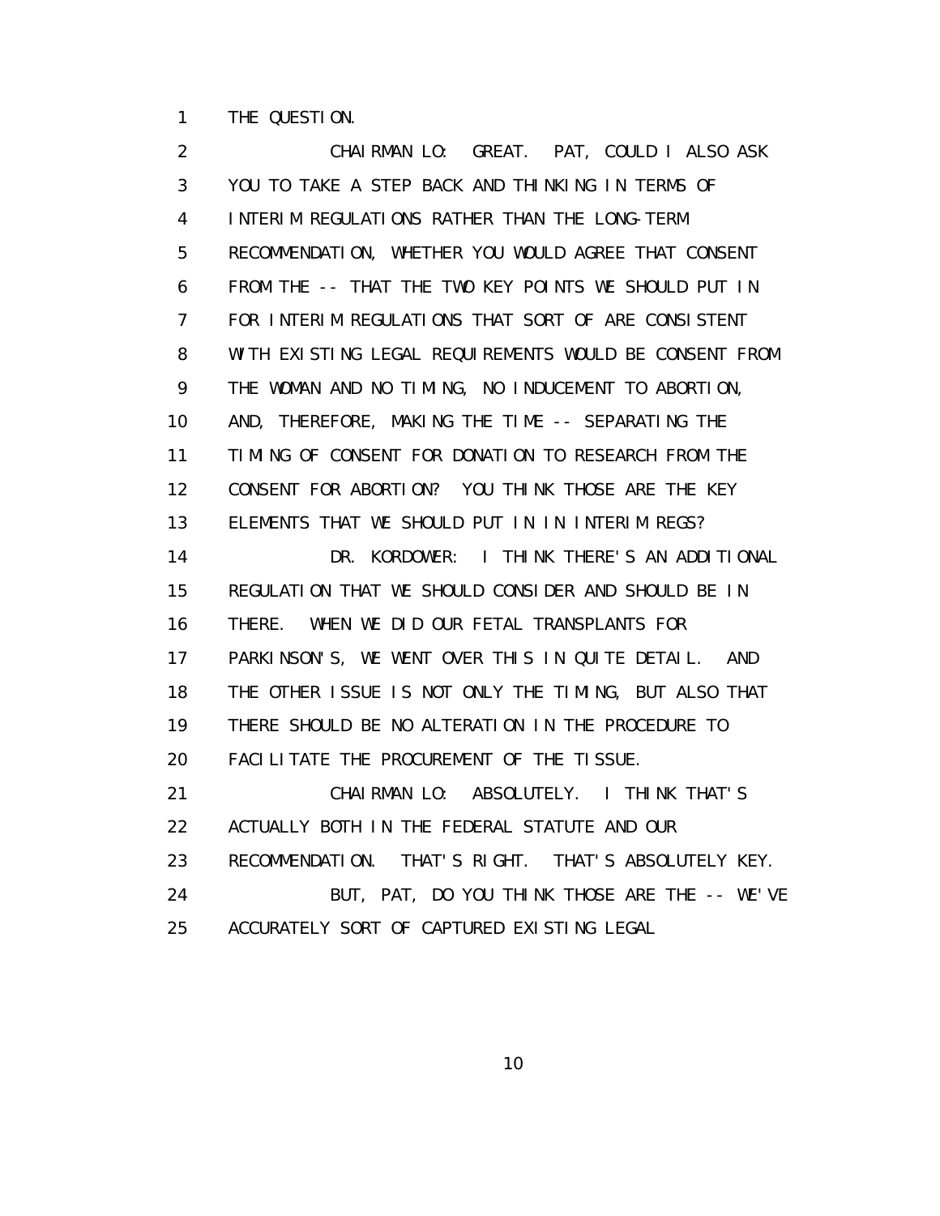1 THE QUESTION.

2 CHAIRMAN LO: GREAT. PAT, COULD I ALSO ASK
3 YOU TO TAKE A STEP BACK AND THINKING IN TERMS OF
4 INTERIM REGULATIONS RATHER THAN THE LONG-TERM
5 RECOMMENDATION, WHETHER YOU WOULD AGREE THAT CONSENT
6 FROM THE -- THAT THE TWO KEY POINTS WE SHOULD PUT IN
7 FOR INTERIM REGULATIONS THAT SORT OF ARE CONSISTENT
8 WITH EXISTING LEGAL REQUIREMENTS WOULD BE CONSENT FROM
9 THE WOMAN AND NO TIMING, NO INDUCEMENT TO ABORTION,
10 AND, THEREFORE, MAKING THE TIME -- SEPARATING THE
11 TIMING OF CONSENT FOR DONATION TO RESEARCH FROM THE
12 CONSENT FOR ABORTION? YOU THINK THOSE ARE THE KEY
13 ELEMENTS THAT WE SHOULD PUT IN IN INTERIM REGS?

14 DR. KORDOWER: I THINK THERE'S AN ADDITIONAL
15 REGULATION THAT WE SHOULD CONSIDER AND SHOULD BE IN
16 THERE. WHEN WE DID OUR FETAL TRANSPLANTS FOR
17 PARKINSON'S, WE WENT OVER THIS IN QUITE DETAIL. AND
18 THE OTHER ISSUE IS NOT ONLY THE TIMING, BUT ALSO THAT
19 THERE SHOULD BE NO ALTERATION IN THE PROCEDURE TO
20 FACILITATE THE PROCUREMENT OF THE TISSUE.

21 CHAIRMAN LO: ABSOLUTELY. I THINK THAT'S
22 ACTUALLY BOTH IN THE FEDERAL STATUTE AND OUR
23 RECOMMENDATION. THAT'S RIGHT. THAT'S ABSOLUTELY KEY.

24 BUT, PAT, DO YOU THINK THOSE ARE THE -- WE'VE
25 ACCURATELY SORT OF CAPTURED EXISTING LEGAL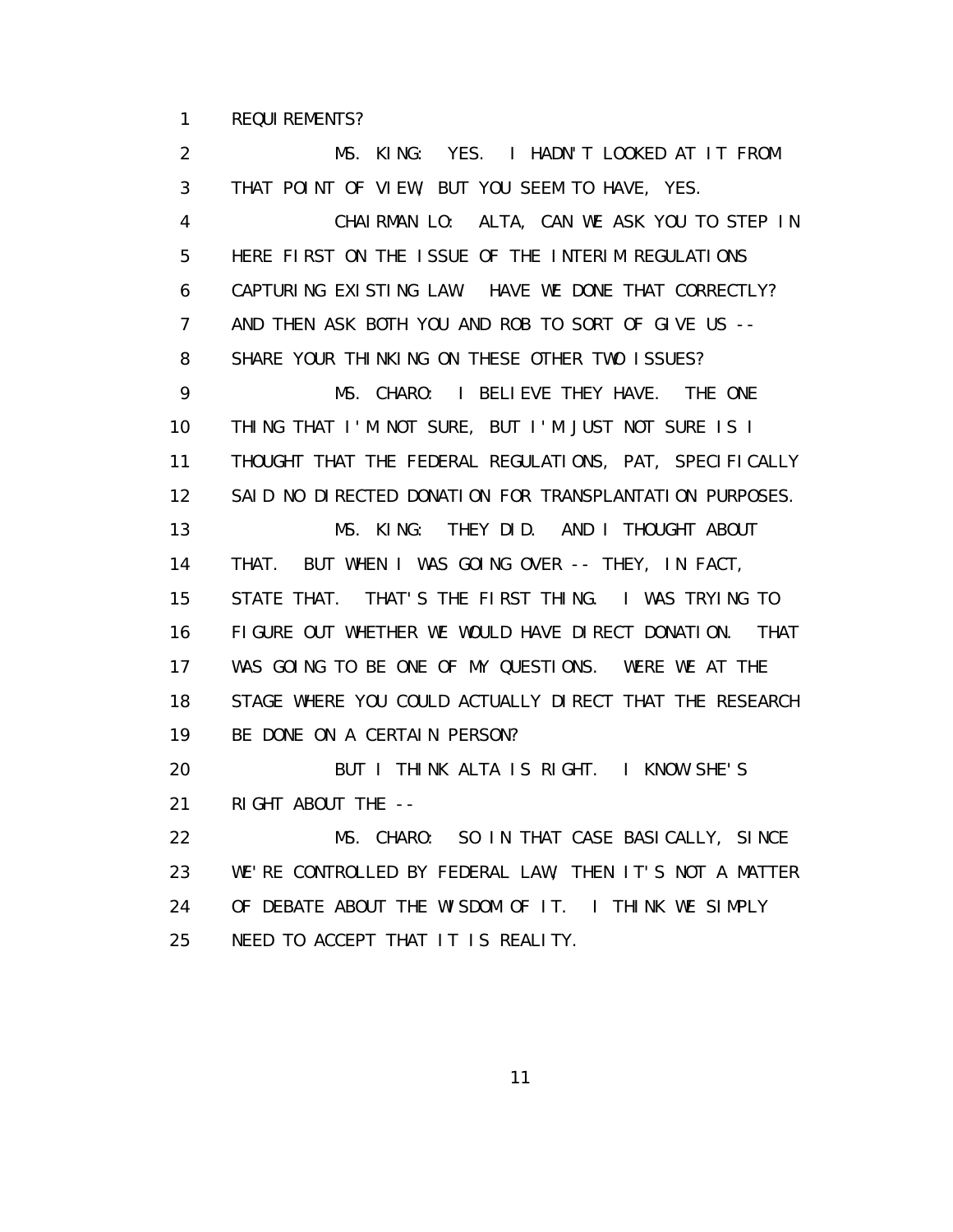REQUIREMENTS?

MS. KING: YES. I HADN'T LOOKED AT IT FROM THAT POINT OF VIEW, BUT YOU SEEM TO HAVE, YES.

CHAIRMAN LO: ALTA, CAN WE ASK YOU TO STEP IN HERE FIRST ON THE ISSUE OF THE INTERIM REGULATIONS CAPTURING EXISTING LAW. HAVE WE DONE THAT CORRECTLY? AND THEN ASK BOTH YOU AND ROB TO SORT OF GIVE US -- SHARE YOUR THINKING ON THESE OTHER TWO ISSUES?

MS. CHARO: I BELIEVE THEY HAVE. THE ONE THING THAT I'M NOT SURE, BUT I'M JUST NOT SURE IS I THOUGHT THAT THE FEDERAL REGULATIONS, PAT, SPECIFICALLY SAID NO DIRECTED DONATION FOR TRANSPLANTATION PURPOSES.

MS. KING: THEY DID. AND I THOUGHT ABOUT THAT. BUT WHEN I WAS GOING OVER -- THEY, IN FACT, STATE THAT. THAT'S THE FIRST THING. I WAS TRYING TO FIGURE OUT WHETHER WE WOULD HAVE DIRECT DONATION. THAT WAS GOING TO BE ONE OF MY QUESTIONS. WERE WE AT THE STAGE WHERE YOU COULD ACTUALLY DIRECT THAT THE RESEARCH BE DONE ON A CERTAIN PERSON?

BUT I THINK ALTA IS RIGHT. I KNOW SHE'S RIGHT ABOUT THE --

MS. CHARO: SO IN THAT CASE BASICALLY, SINCE WE'RE CONTROLLED BY FEDERAL LAW, THEN IT'S NOT A MATTER OF DEBATE ABOUT THE WISDOM OF IT. I THINK WE SIMPLY NEED TO ACCEPT THAT IT IS REALITY.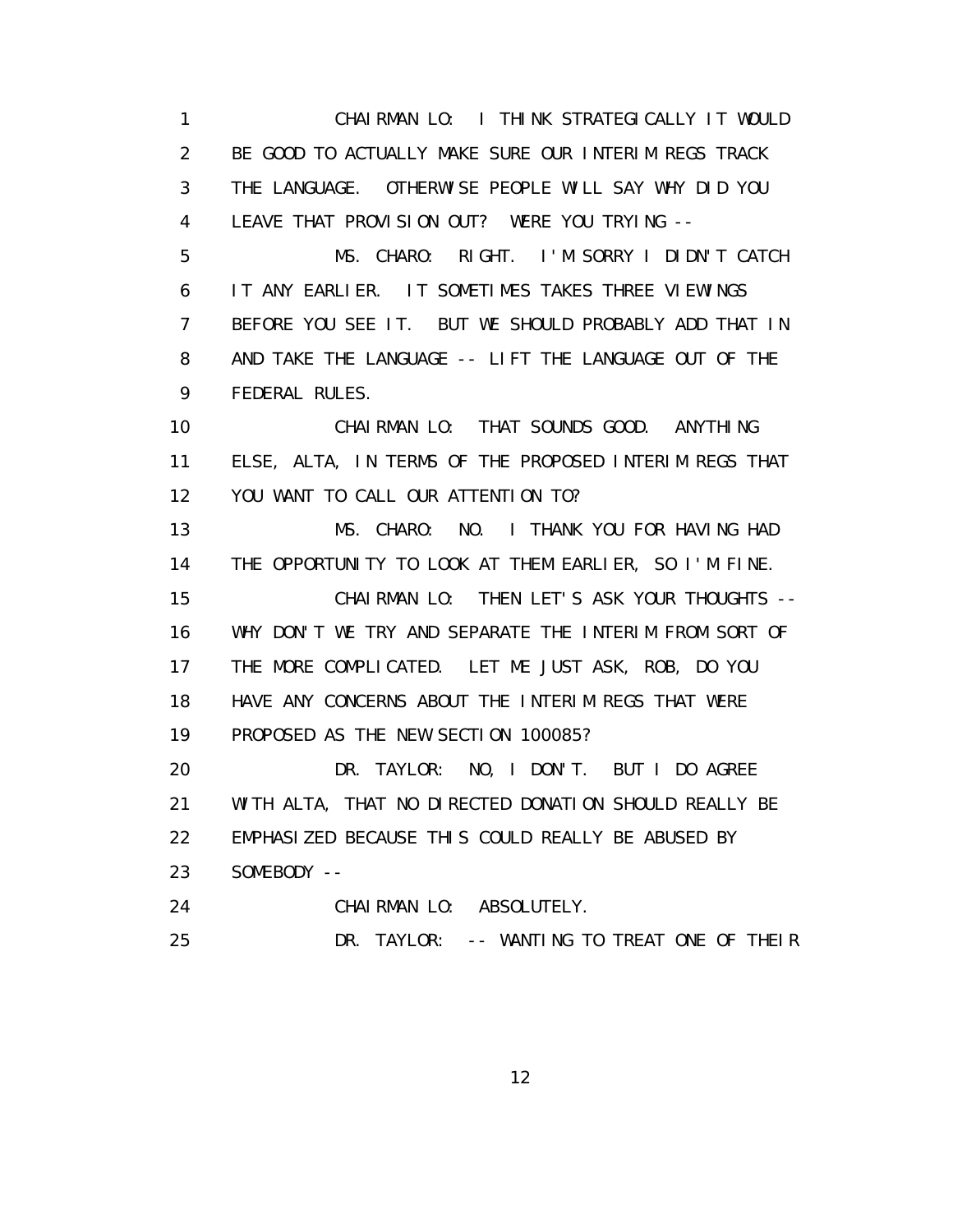1 CHAIRMAN LO: I THINK STRATEGICALLY IT WOULD
2 BE GOOD TO ACTUALLY MAKE SURE OUR INTERIM REGS TRACK
3 THE LANGUAGE. OTHERWISE PEOPLE WILL SAY WHY DID YOU
4 LEAVE THAT PROVISION OUT? WERE YOU TRYING --
5 MS. CHARO: RIGHT. I'M SORRY I DIDN'T CATCH
6 IT ANY EARLIER. IT SOMETIMES TAKES THREE VIEWINGS
7 BEFORE YOU SEE IT. BUT WE SHOULD PROBABLY ADD THAT IN
8 AND TAKE THE LANGUAGE -- LIFT THE LANGUAGE OUT OF THE
9 FEDERAL RULES.
10 CHAIRMAN LO: THAT SOUNDS GOOD. ANYTHING
11 ELSE, ALTA, IN TERMS OF THE PROPOSED INTERIM REGS THAT
12 YOU WANT TO CALL OUR ATTENTION TO?
13 MS. CHARO: NO. I THANK YOU FOR HAVING HAD
14 THE OPPORTUNITY TO LOOK AT THEM EARLIER, SO I'M FINE.
15 CHAIRMAN LO: THEN LET'S ASK YOUR THOUGHTS --
16 WHY DON'T WE TRY AND SEPARATE THE INTERIM FROM SORT OF
17 THE MORE COMPLICATED. LET ME JUST ASK, ROB, DO YOU
18 HAVE ANY CONCERNS ABOUT THE INTERIM REGS THAT WERE
19 PROPOSED AS THE NEW SECTION 100085?
20 DR. TAYLOR: NO, I DON'T. BUT I DO AGREE
21 WITH ALTA, THAT NO DIRECTED DONATION SHOULD REALLY BE
22 EMPHASIZED BECAUSE THIS COULD REALLY BE ABUSED BY
23 SOMEBODY --
24 CHAIRMAN LO: ABSOLUTELY.
25 DR. TAYLOR: -- WANTING TO TREAT ONE OF THEIR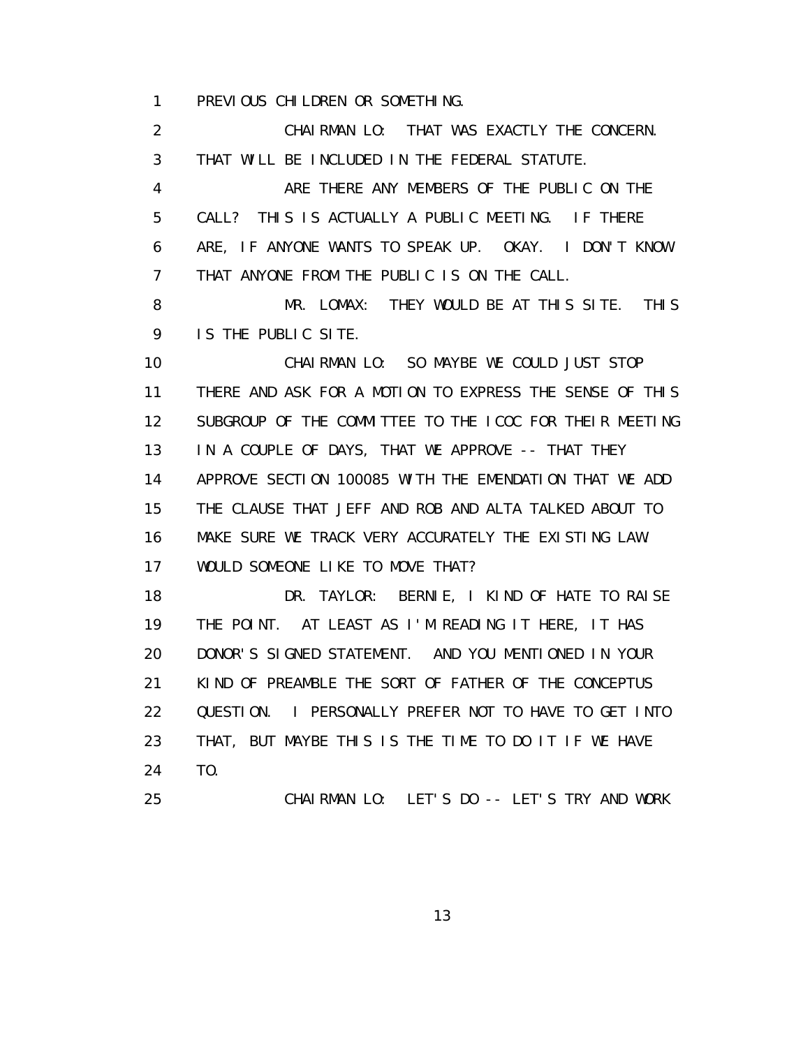PREVIOUS CHILDREN OR SOMETHING.

CHAIRMAN LO: THAT WAS EXACTLY THE CONCERN. THAT WILL BE INCLUDED IN THE FEDERAL STATUTE.

ARE THERE ANY MEMBERS OF THE PUBLIC ON THE CALL? THIS IS ACTUALLY A PUBLIC MEETING. IF THERE ARE, IF ANYONE WANTS TO SPEAK UP. OKAY. I DON'T KNOW THAT ANYONE FROM THE PUBLIC IS ON THE CALL.

MR. LOMAX: THEY WOULD BE AT THIS SITE. THIS IS THE PUBLIC SITE.

CHAIRMAN LO: SO MAYBE WE COULD JUST STOP THERE AND ASK FOR A MOTION TO EXPRESS THE SENSE OF THIS SUBGROUP OF THE COMMITTEE TO THE ICOC FOR THEIR MEETING IN A COUPLE OF DAYS, THAT WE APPROVE -- THAT THEY APPROVE SECTION 100085 WITH THE EMENDATION THAT WE ADD THE CLAUSE THAT JEFF AND ROB AND ALTA TALKED ABOUT TO MAKE SURE WE TRACK VERY ACCURATELY THE EXISTING LAW. WOULD SOMEONE LIKE TO MOVE THAT?

DR. TAYLOR: BERNIE, I KIND OF HATE TO RAISE THE POINT. AT LEAST AS I'M READING IT HERE, IT HAS DONOR'S SIGNED STATEMENT. AND YOU MENTIONED IN YOUR KIND OF PREAMBLE THE SORT OF FATHER OF THE CONCEPTUS QUESTION. I PERSONALLY PREFER NOT TO HAVE TO GET INTO THAT, BUT MAYBE THIS IS THE TIME TO DO IT IF WE HAVE TO.

CHAIRMAN LO: LET'S DO -- LET'S TRY AND WORK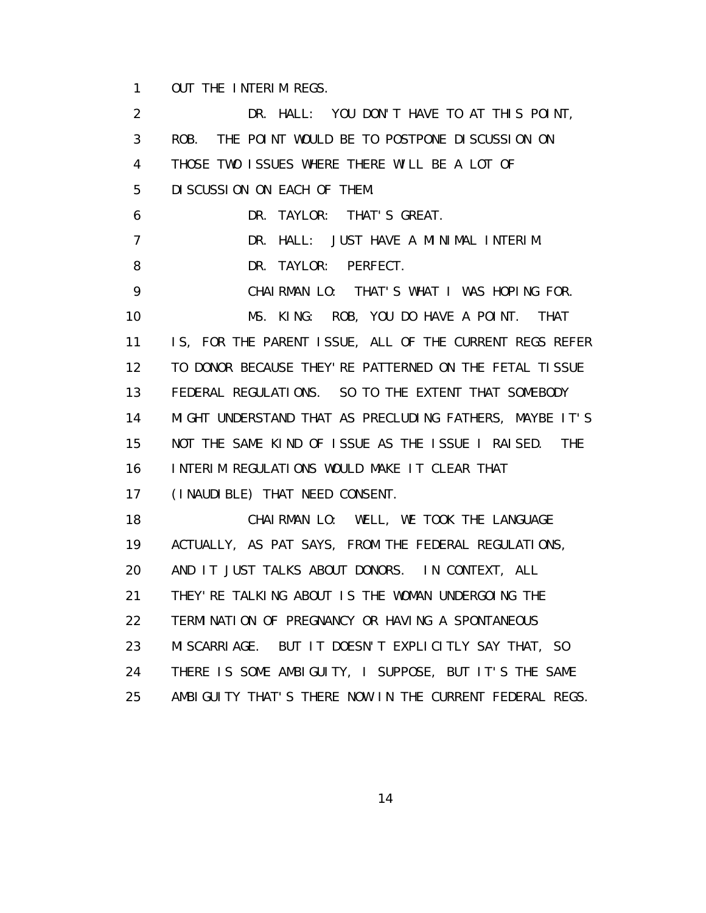OUT THE INTERIM REGS.

DR. HALL: YOU DON'T HAVE TO AT THIS POINT, ROB. THE POINT WOULD BE TO POSTPONE DISCUSSION ON THOSE TWO ISSUES WHERE THERE WILL BE A LOT OF DISCUSSION ON EACH OF THEM.

DR. TAYLOR: THAT'S GREAT.

DR. HALL: JUST HAVE A MINIMAL INTERIM.

DR. TAYLOR: PERFECT.

CHAIRMAN LO: THAT'S WHAT I WAS HOPING FOR.

MS. KING: ROB, YOU DO HAVE A POINT. THAT IS, FOR THE PARENT ISSUE, ALL OF THE CURRENT REGS REFER TO DONOR BECAUSE THEY'RE PATTERNED ON THE FETAL TISSUE FEDERAL REGULATIONS. SO TO THE EXTENT THAT SOMEBODY MIGHT UNDERSTAND THAT AS PRECLUDING FATHERS, MAYBE IT'S NOT THE SAME KIND OF ISSUE AS THE ISSUE I RAISED. THE INTERIM REGULATIONS WOULD MAKE IT CLEAR THAT (INAUDIBLE) THAT NEED CONSENT.

CHAIRMAN LO: WELL, WE TOOK THE LANGUAGE ACTUALLY, AS PAT SAYS, FROM THE FEDERAL REGULATIONS, AND IT JUST TALKS ABOUT DONORS. IN CONTEXT, ALL THEY'RE TALKING ABOUT IS THE WOMAN UNDERGOING THE TERMINATION OF PREGNANCY OR HAVING A SPONTANEOUS MISCARRIAGE. BUT IT DOESN'T EXPLICITLY SAY THAT, SO THERE IS SOME AMBIGUITY, I SUPPOSE, BUT IT'S THE SAME AMBIGUITY THAT'S THERE NOW IN THE CURRENT FEDERAL REGS.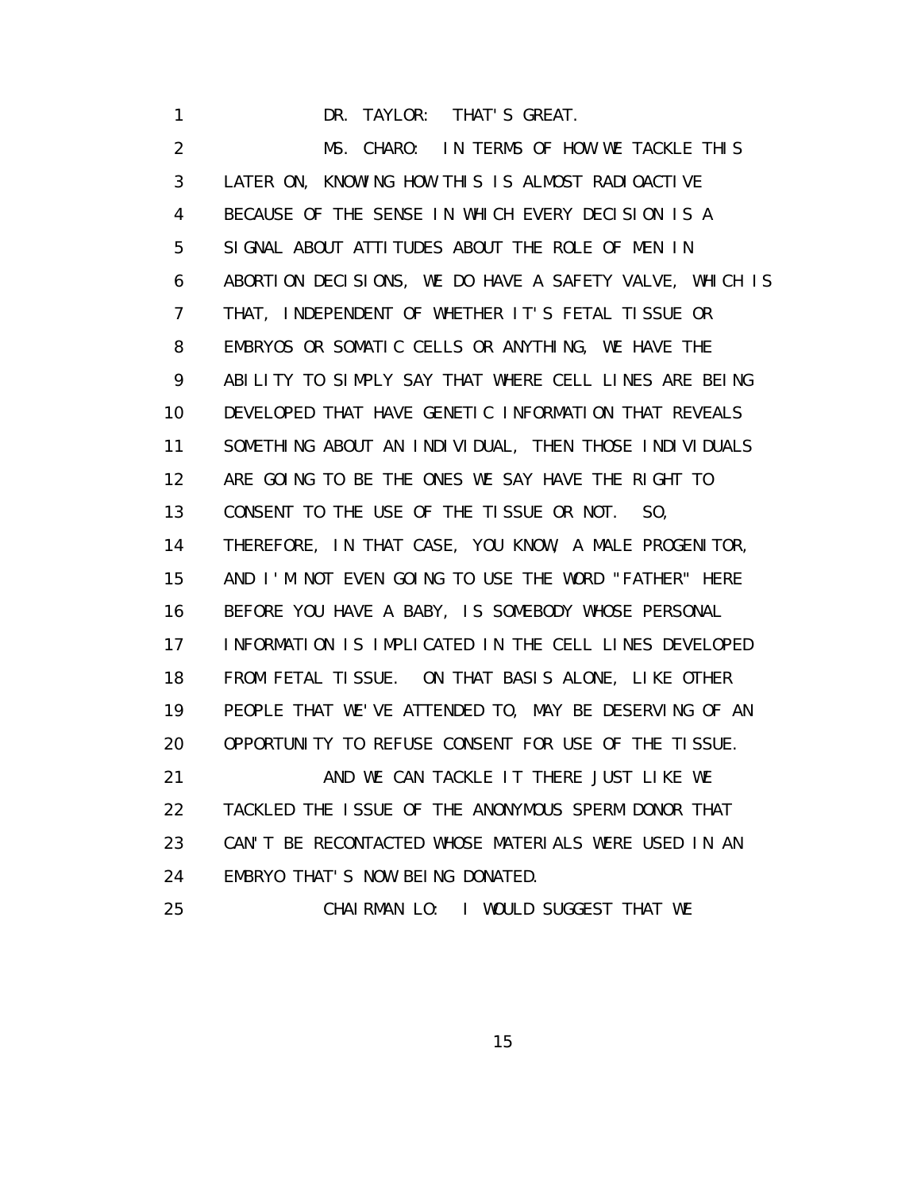DR. TAYLOR: THAT'S GREAT.

MS. CHARO: IN TERMS OF HOW WE TACKLE THIS LATER ON, KNOWING HOW THIS IS ALMOST RADIOACTIVE BECAUSE OF THE SENSE IN WHICH EVERY DECISION IS A SIGNAL ABOUT ATTITUDES ABOUT THE ROLE OF MEN IN ABORTION DECISIONS, WE DO HAVE A SAFETY VALVE, WHICH IS THAT, INDEPENDENT OF WHETHER IT'S FETAL TISSUE OR EMBRYOS OR SOMATIC CELLS OR ANYTHING, WE HAVE THE ABILITY TO SIMPLY SAY THAT WHERE CELL LINES ARE BEING DEVELOPED THAT HAVE GENETIC INFORMATION THAT REVEALS SOMETHING ABOUT AN INDIVIDUAL, THEN THOSE INDIVIDUALS ARE GOING TO BE THE ONES WE SAY HAVE THE RIGHT TO CONSENT TO THE USE OF THE TISSUE OR NOT. SO, THEREFORE, IN THAT CASE, YOU KNOW, A MALE PROGENITOR, AND I'M NOT EVEN GOING TO USE THE WORD "FATHER" HERE BEFORE YOU HAVE A BABY, IS SOMEBODY WHOSE PERSONAL INFORMATION IS IMPLICATED IN THE CELL LINES DEVELOPED FROM FETAL TISSUE. ON THAT BASIS ALONE, LIKE OTHER PEOPLE THAT WE'VE ATTENDED TO, MAY BE DESERVING OF AN OPPORTUNITY TO REFUSE CONSENT FOR USE OF THE TISSUE.

AND WE CAN TACKLE IT THERE JUST LIKE WE TACKLED THE ISSUE OF THE ANONYMOUS SPERM DONOR THAT CAN'T BE RECONTACTED WHOSE MATERIALS WERE USED IN AN EMBRYO THAT'S NOW BEING DONATED.

CHAIRMAN LO: I WOULD SUGGEST THAT WE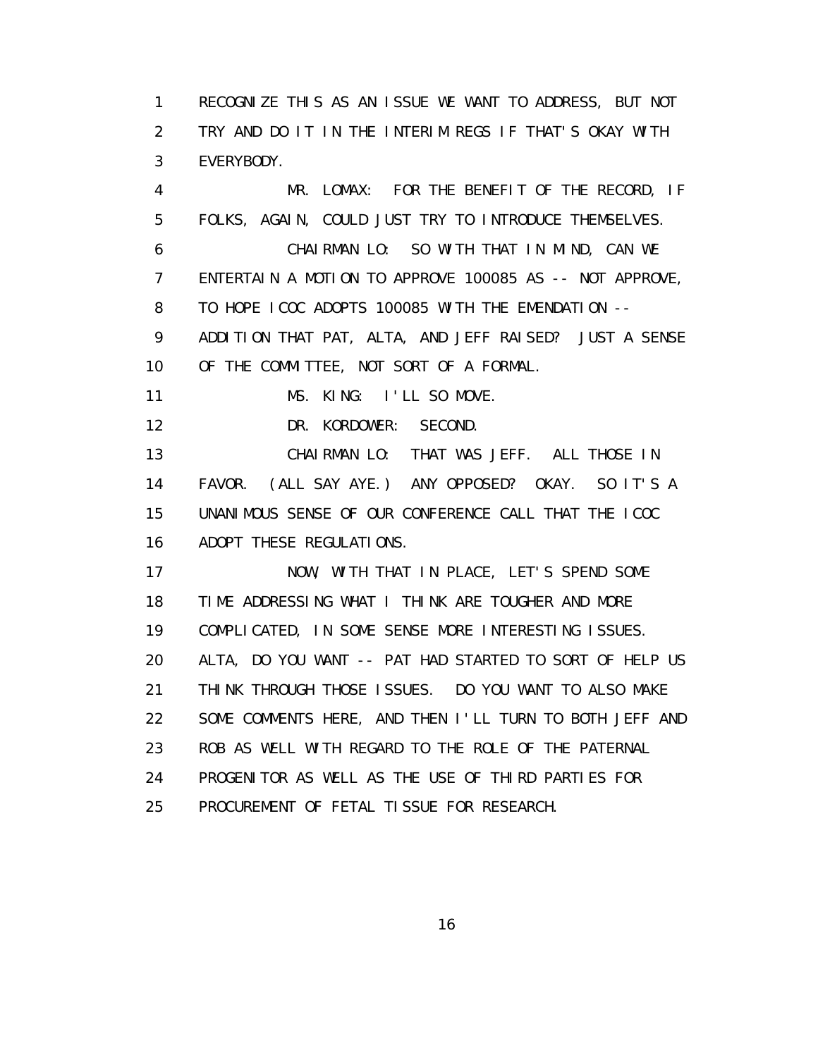RECOGNIZE THIS AS AN ISSUE WE WANT TO ADDRESS, BUT NOT TRY AND DO IT IN THE INTERIM REGS IF THAT'S OKAY WITH EVERYBODY.

MR. LOMAX: FOR THE BENEFIT OF THE RECORD, IF FOLKS, AGAIN, COULD JUST TRY TO INTRODUCE THEMSELVES.

CHAIRMAN LO: SO WITH THAT IN MIND, CAN WE ENTERTAIN A MOTION TO APPROVE 100085 AS -- NOT APPROVE, TO HOPE ICOC ADOPTS 100085 WITH THE EMENDATION -- ADDITION THAT PAT, ALTA, AND JEFF RAISED? JUST A SENSE OF THE COMMITTEE, NOT SORT OF A FORMAL.

MS. KING: I'LL SO MOVE.

DR. KORDOWER: SECOND.

CHAIRMAN LO: THAT WAS JEFF. ALL THOSE IN FAVOR. (ALL SAY AYE.) ANY OPPOSED? OKAY. SO IT'S A UNANIMOUS SENSE OF OUR CONFERENCE CALL THAT THE ICOC ADOPT THESE REGULATIONS.

NOW, WITH THAT IN PLACE, LET'S SPEND SOME TIME ADDRESSING WHAT I THINK ARE TOUGHER AND MORE COMPLICATED, IN SOME SENSE MORE INTERESTING ISSUES. ALTA, DO YOU WANT -- PAT HAD STARTED TO SORT OF HELP US THINK THROUGH THOSE ISSUES. DO YOU WANT TO ALSO MAKE SOME COMMENTS HERE, AND THEN I'LL TURN TO BOTH JEFF AND ROB AS WELL WITH REGARD TO THE ROLE OF THE PATERNAL PROGENITOR AS WELL AS THE USE OF THIRD PARTIES FOR PROCUREMENT OF FETAL TISSUE FOR RESEARCH.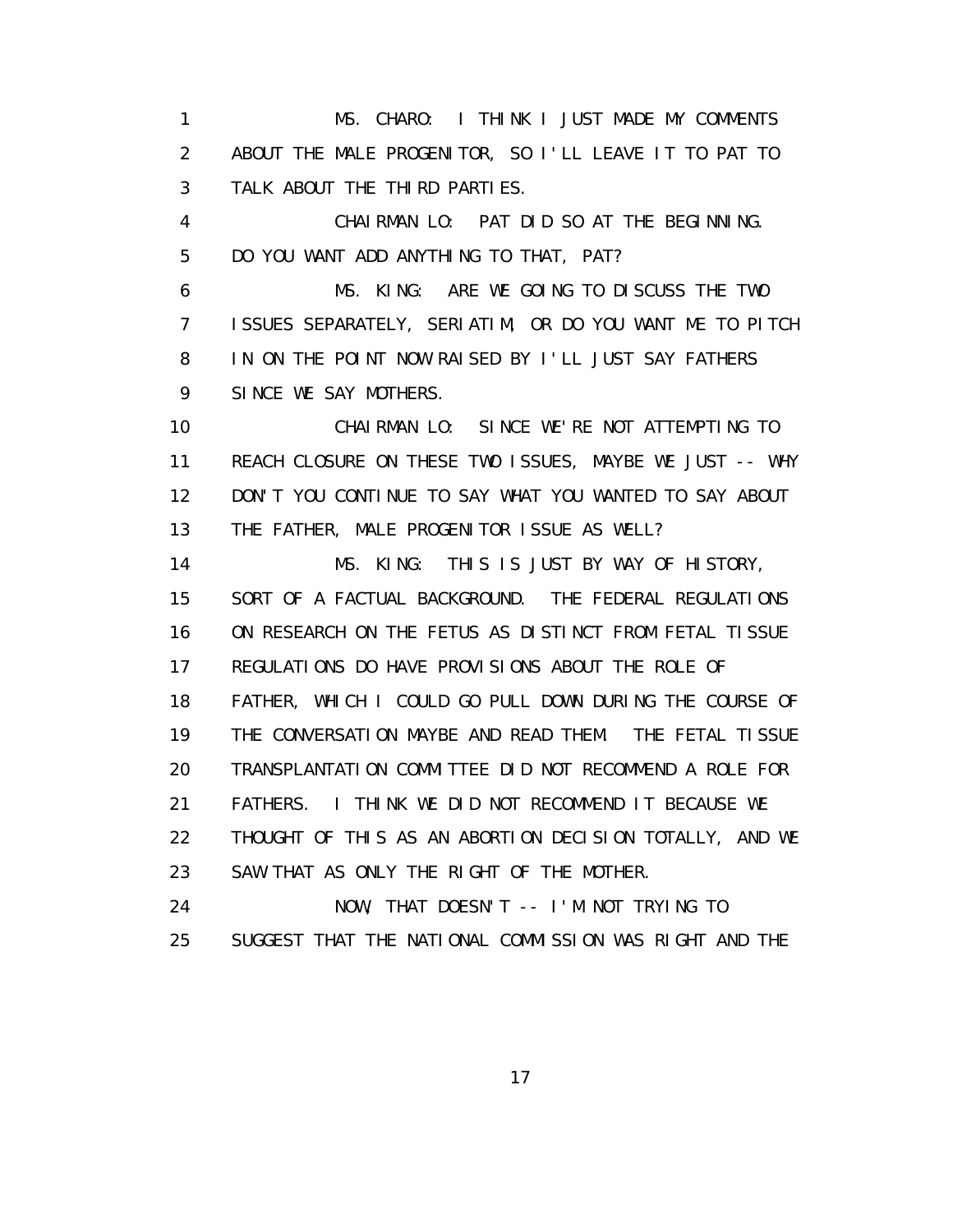MS. CHARO: I THINK I JUST MADE MY COMMENTS ABOUT THE MALE PROGENITOR, SO I'LL LEAVE IT TO PAT TO TALK ABOUT THE THIRD PARTIES.

CHAIRMAN LO: PAT DID SO AT THE BEGINNING. DO YOU WANT ADD ANYTHING TO THAT, PAT?

MS. KING: ARE WE GOING TO DISCUSS THE TWO ISSUES SEPARATELY, SERIATIM, OR DO YOU WANT ME TO PITCH IN ON THE POINT NOW RAISED BY I'LL JUST SAY FATHERS SINCE WE SAY MOTHERS.

CHAIRMAN LO: SINCE WE'RE NOT ATTEMPTING TO REACH CLOSURE ON THESE TWO ISSUES, MAYBE WE JUST -- WHY DON'T YOU CONTINUE TO SAY WHAT YOU WANTED TO SAY ABOUT THE FATHER, MALE PROGENITOR ISSUE AS WELL?

MS. KING: THIS IS JUST BY WAY OF HISTORY, SORT OF A FACTUAL BACKGROUND. THE FEDERAL REGULATIONS ON RESEARCH ON THE FETUS AS DISTINCT FROM FETAL TISSUE REGULATIONS DO HAVE PROVISIONS ABOUT THE ROLE OF FATHER, WHICH I COULD GO PULL DOWN DURING THE COURSE OF THE CONVERSATION MAYBE AND READ THEM. THE FETAL TISSUE TRANSPLANTATION COMMITTEE DID NOT RECOMMEND A ROLE FOR FATHERS. I THINK WE DID NOT RECOMMEND IT BECAUSE WE THOUGHT OF THIS AS AN ABORTION DECISION TOTALLY, AND WE SAW THAT AS ONLY THE RIGHT OF THE MOTHER.

NOW, THAT DOESN'T -- I'M NOT TRYING TO SUGGEST THAT THE NATIONAL COMMISSION WAS RIGHT AND THE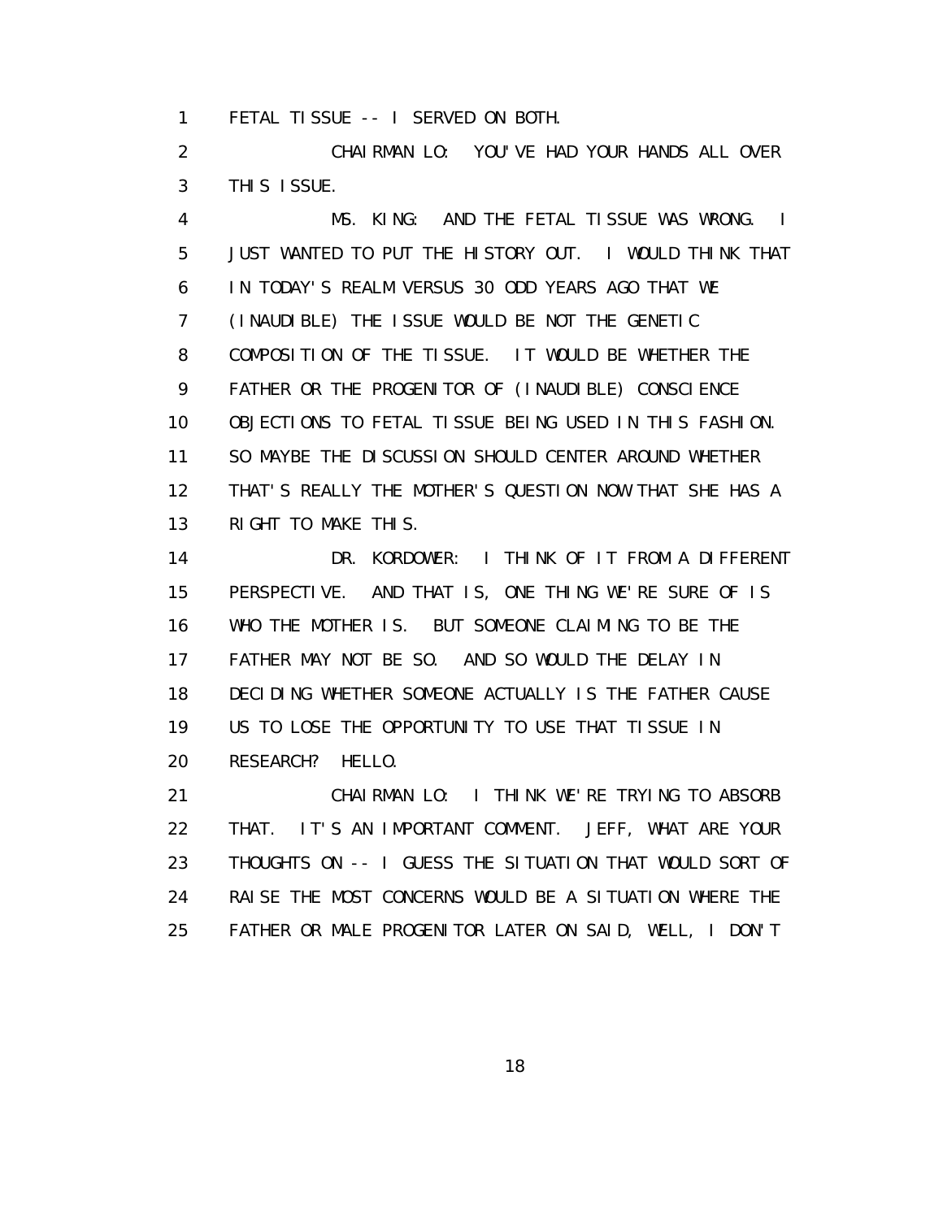1 FETAL TISSUE -- I SERVED ON BOTH.

2 CHAIRMAN LO: YOU'VE HAD YOUR HANDS ALL OVER
3 THIS ISSUE.

4 MS. KING: AND THE FETAL TISSUE WAS WRONG. I
5 JUST WANTED TO PUT THE HISTORY OUT. I WOULD THINK THAT
6 IN TODAY'S REALM VERSUS 30 ODD YEARS AGO THAT WE
7 (INAUDIBLE) THE ISSUE WOULD BE NOT THE GENETIC
8 COMPOSITION OF THE TISSUE. IT WOULD BE WHETHER THE
9 FATHER OR THE PROGENITOR OF (INAUDIBLE) CONSCIENCE
10 OBJECTIONS TO FETAL TISSUE BEING USED IN THIS FASHION.
11 SO MAYBE THE DISCUSSION SHOULD CENTER AROUND WHETHER
12 THAT'S REALLY THE MOTHER'S QUESTION NOW THAT SHE HAS A
13 RIGHT TO MAKE THIS.

14 DR. KORDOWER: I THINK OF IT FROM A DIFFERENT
15 PERSPECTIVE. AND THAT IS, ONE THING WE'RE SURE OF IS
16 WHO THE MOTHER IS. BUT SOMEONE CLAIMING TO BE THE
17 FATHER MAY NOT BE SO. AND SO WOULD THE DELAY IN
18 DECIDING WHETHER SOMEONE ACTUALLY IS THE FATHER CAUSE
19 US TO LOSE THE OPPORTUNITY TO USE THAT TISSUE IN
20 RESEARCH? HELLO.

21 CHAIRMAN LO: I THINK WE'RE TRYING TO ABSORB
22 THAT. IT'S AN IMPORTANT COMMENT. JEFF, WHAT ARE YOUR
23 THOUGHTS ON -- I GUESS THE SITUATION THAT WOULD SORT OF
24 RAISE THE MOST CONCERNS WOULD BE A SITUATION WHERE THE
25 FATHER OR MALE PROGENITOR LATER ON SAID, WELL, I DON'T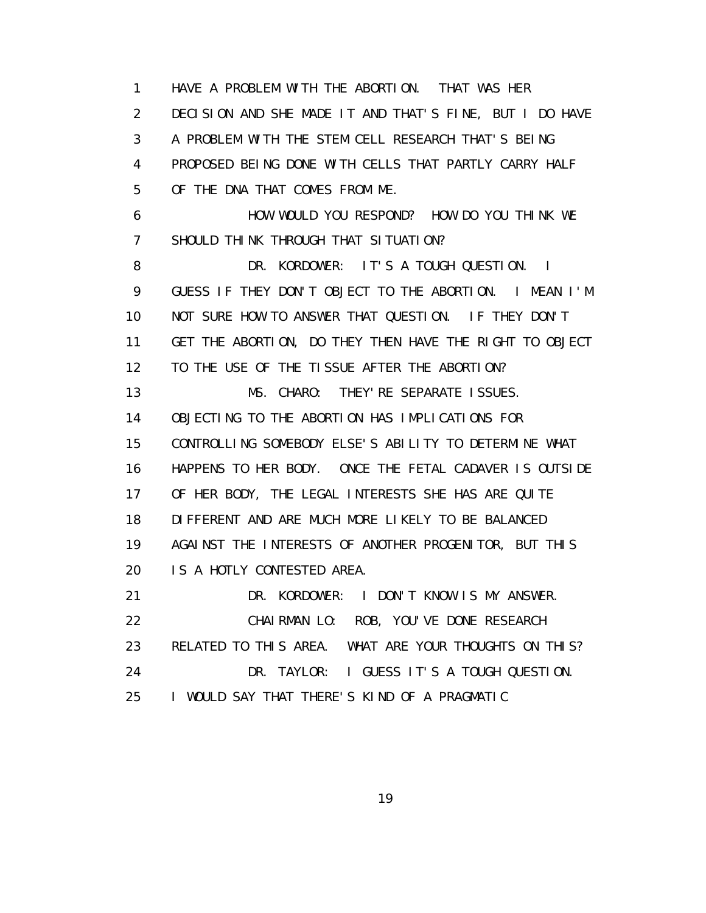1 HAVE A PROBLEM WITH THE ABORTION. THAT WAS HER
2 DECISION AND SHE MADE IT AND THAT'S FINE, BUT I DO HAVE
3 A PROBLEM WITH THE STEM CELL RESEARCH THAT'S BEING
4 PROPOSED BEING DONE WITH CELLS THAT PARTLY CARRY HALF
5 OF THE DNA THAT COMES FROM ME.
6 HOW WOULD YOU RESPOND? HOW DO YOU THINK WE
7 SHOULD THINK THROUGH THAT SITUATION?
8 DR. KORDOWER: IT'S A TOUGH QUESTION. I
9 GUESS IF THEY DON'T OBJECT TO THE ABORTION. I MEAN I'M
10 NOT SURE HOW TO ANSWER THAT QUESTION. IF THEY DON'T
11 GET THE ABORTION, DO THEY THEN HAVE THE RIGHT TO OBJECT
12 TO THE USE OF THE TISSUE AFTER THE ABORTION?
13 MS. CHARO: THEY'RE SEPARATE ISSUES.
14 OBJECTING TO THE ABORTION HAS IMPLICATIONS FOR
15 CONTROLLING SOMEBODY ELSE'S ABILITY TO DETERMINE WHAT
16 HAPPENS TO HER BODY. ONCE THE FETAL CADAVER IS OUTSIDE
17 OF HER BODY, THE LEGAL INTERESTS SHE HAS ARE QUITE
18 DIFFERENT AND ARE MUCH MORE LIKELY TO BE BALANCED
19 AGAINST THE INTERESTS OF ANOTHER PROGENITOR, BUT THIS
20 IS A HOTLY CONTESTED AREA.
21 DR. KORDOWER: I DON'T KNOW IS MY ANSWER.
22 CHAIRMAN LO: ROB, YOU'VE DONE RESEARCH
23 RELATED TO THIS AREA. WHAT ARE YOUR THOUGHTS ON THIS?
24 DR. TAYLOR: I GUESS IT'S A TOUGH QUESTION.
25 I WOULD SAY THAT THERE'S KIND OF A PRAGMATIC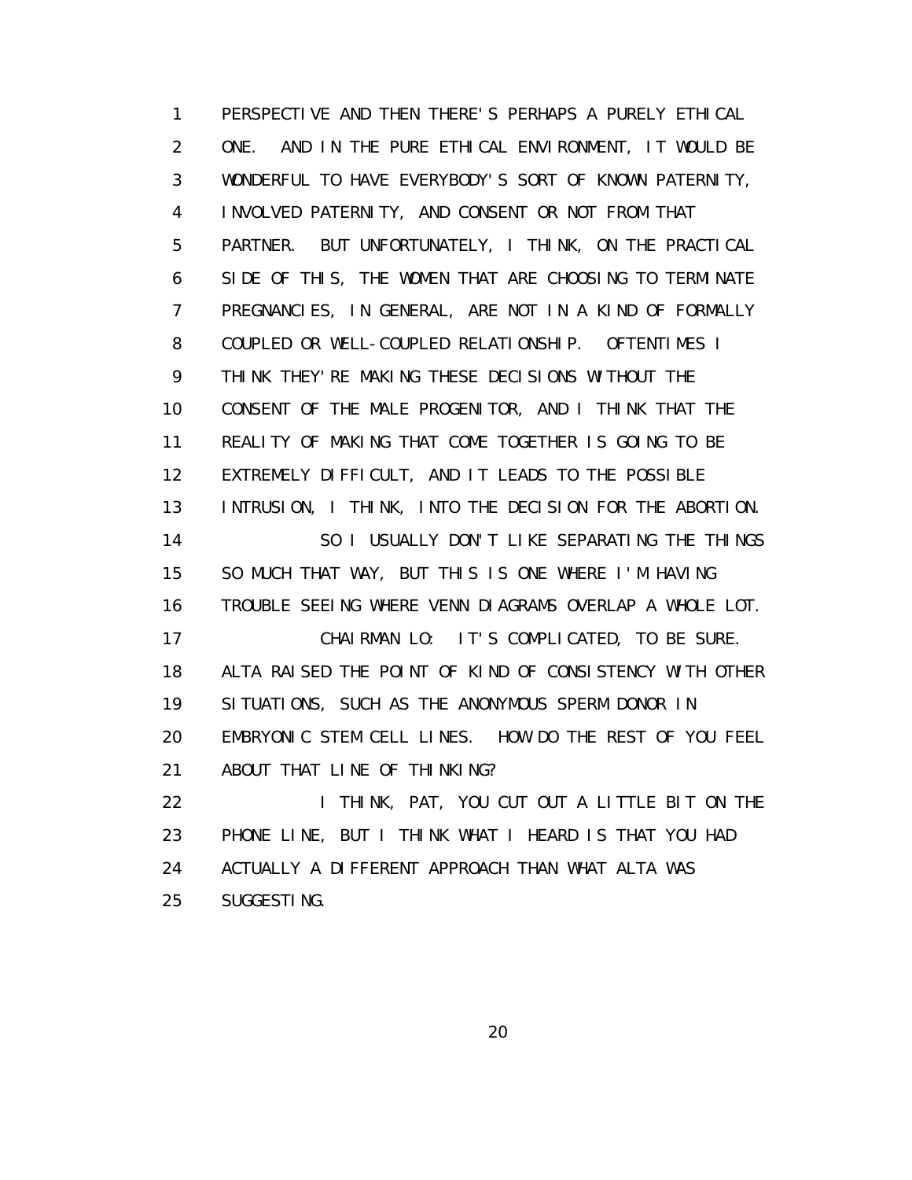PERSPECTIVE AND THEN THERE'S PERHAPS A PURELY ETHICAL ONE. AND IN THE PURE ETHICAL ENVIRONMENT, IT WOULD BE WONDERFUL TO HAVE EVERYBODY'S SORT OF KNOWN PATERNITY, INVOLVED PATERNITY, AND CONSENT OR NOT FROM THAT PARTNER. BUT UNFORTUNATELY, I THINK, ON THE PRACTICAL SIDE OF THIS, THE WOMEN THAT ARE CHOOSING TO TERMINATE PREGNANCIES, IN GENERAL, ARE NOT IN A KIND OF FORMALLY COUPLED OR WELL-COUPLED RELATIONSHIP. OFTENTIMES I THINK THEY'RE MAKING THESE DECISIONS WITHOUT THE CONSENT OF THE MALE PROGENITOR, AND I THINK THAT THE REALITY OF MAKING THAT COME TOGETHER IS GOING TO BE EXTREMELY DIFFICULT, AND IT LEADS TO THE POSSIBLE INTRUSION, I THINK, INTO THE DECISION FOR THE ABORTION.

SO I USUALLY DON'T LIKE SEPARATING THE THINGS SO MUCH THAT WAY, BUT THIS IS ONE WHERE I'M HAVING TROUBLE SEEING WHERE VENN DIAGRAMS OVERLAP A WHOLE LOT.

CHAIRMAN LO: IT'S COMPLICATED, TO BE SURE. ALTA RAISED THE POINT OF KIND OF CONSISTENCY WITH OTHER SITUATIONS, SUCH AS THE ANONYMOUS SPERM DONOR IN EMBRYONIC STEM CELL LINES. HOW DO THE REST OF YOU FEEL ABOUT THAT LINE OF THINKING?

I THINK, PAT, YOU CUT OUT A LITTLE BIT ON THE PHONE LINE, BUT I THINK WHAT I HEARD IS THAT YOU HAD ACTUALLY A DIFFERENT APPROACH THAN WHAT ALTA WAS SUGGESTING.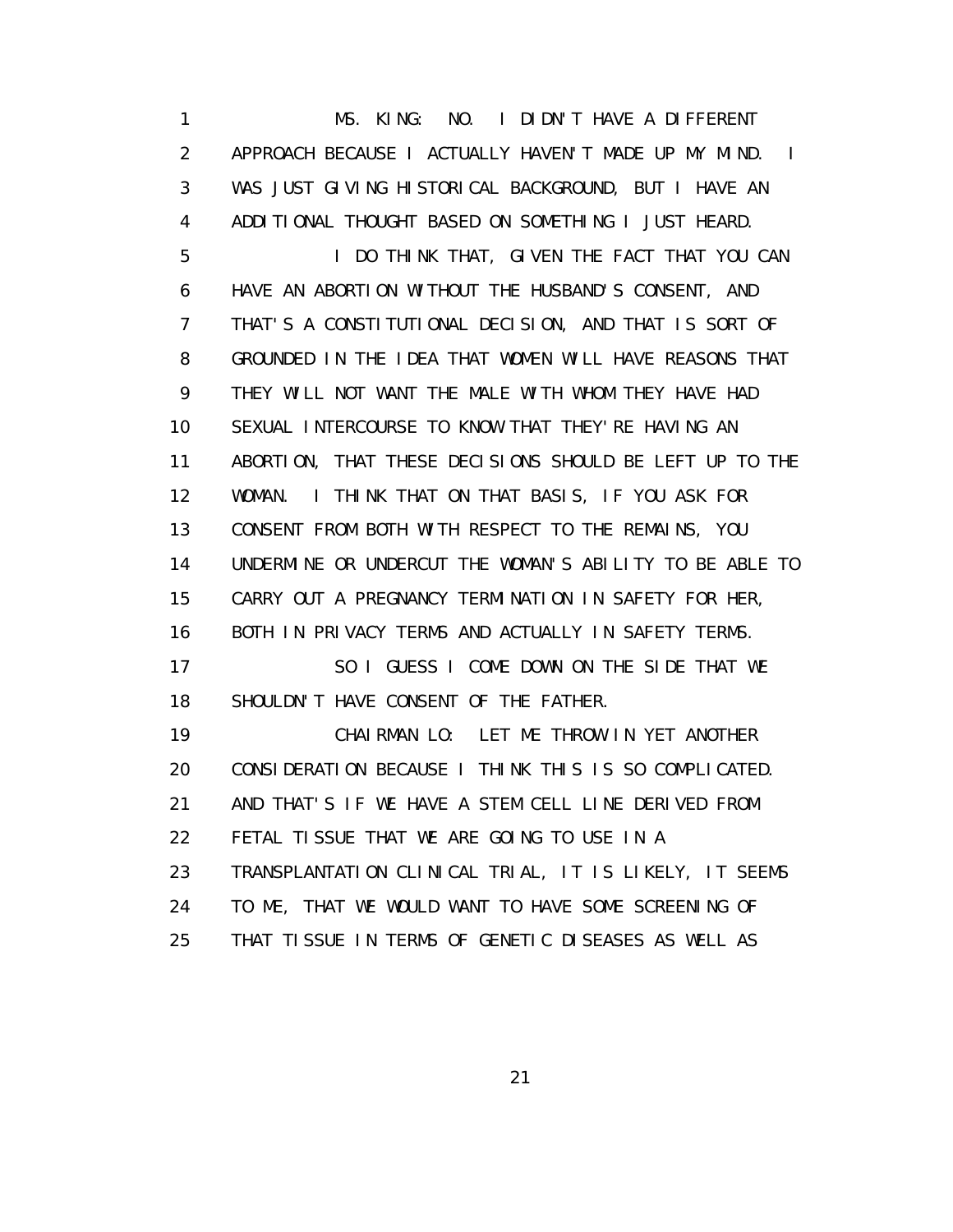MS. KING: NO. I DIDN'T HAVE A DIFFERENT APPROACH BECAUSE I ACTUALLY HAVEN'T MADE UP MY MIND. I WAS JUST GIVING HISTORICAL BACKGROUND, BUT I HAVE AN ADDITIONAL THOUGHT BASED ON SOMETHING I JUST HEARD.

I DO THINK THAT, GIVEN THE FACT THAT YOU CAN HAVE AN ABORTION WITHOUT THE HUSBAND'S CONSENT, AND THAT'S A CONSTITUTIONAL DECISION, AND THAT IS SORT OF GROUNDED IN THE IDEA THAT WOMEN WILL HAVE REASONS THAT THEY WILL NOT WANT THE MALE WITH WHOM THEY HAVE HAD SEXUAL INTERCOURSE TO KNOW THAT THEY'RE HAVING AN ABORTION, THAT THESE DECISIONS SHOULD BE LEFT UP TO THE WOMAN. I THINK THAT ON THAT BASIS, IF YOU ASK FOR CONSENT FROM BOTH WITH RESPECT TO THE REMAINS, YOU UNDERMINE OR UNDERCUT THE WOMAN'S ABILITY TO BE ABLE TO CARRY OUT A PREGNANCY TERMINATION IN SAFETY FOR HER, BOTH IN PRIVACY TERMS AND ACTUALLY IN SAFETY TERMS.

SO I GUESS I COME DOWN ON THE SIDE THAT WE SHOULDN'T HAVE CONSENT OF THE FATHER.

CHAIRMAN LO: LET ME THROW IN YET ANOTHER CONSIDERATION BECAUSE I THINK THIS IS SO COMPLICATED. AND THAT'S IF WE HAVE A STEM CELL LINE DERIVED FROM FETAL TISSUE THAT WE ARE GOING TO USE IN A TRANSPLANTATION CLINICAL TRIAL, IT IS LIKELY, IT SEEMS TO ME, THAT WE WOULD WANT TO HAVE SOME SCREENING OF THAT TISSUE IN TERMS OF GENETIC DISEASES AS WELL AS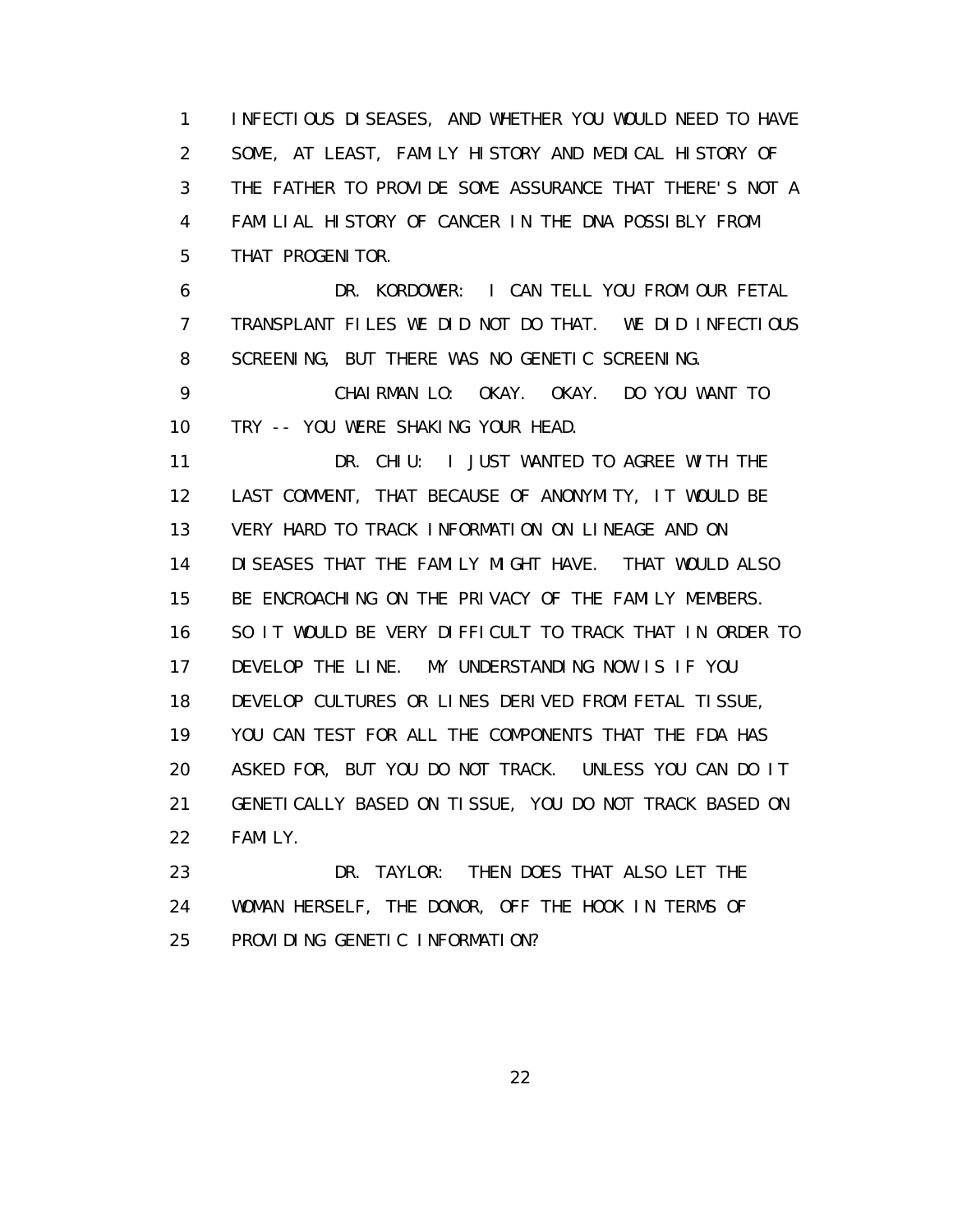INFECTIOUS DISEASES, AND WHETHER YOU WOULD NEED TO HAVE SOME, AT LEAST, FAMILY HISTORY AND MEDICAL HISTORY OF THE FATHER TO PROVIDE SOME ASSURANCE THAT THERE'S NOT A FAMILIAL HISTORY OF CANCER IN THE DNA POSSIBLY FROM THAT PROGENITOR.

DR. KORDOWER: I CAN TELL YOU FROM OUR FETAL TRANSPLANT FILES WE DID NOT DO THAT. WE DID INFECTIOUS SCREENING, BUT THERE WAS NO GENETIC SCREENING.

CHAIRMAN LO: OKAY. OKAY. DO YOU WANT TO TRY -- YOU WERE SHAKING YOUR HEAD.

DR. CHIU: I JUST WANTED TO AGREE WITH THE LAST COMMENT, THAT BECAUSE OF ANONYMITY, IT WOULD BE VERY HARD TO TRACK INFORMATION ON LINEAGE AND ON DISEASES THAT THE FAMILY MIGHT HAVE. THAT WOULD ALSO BE ENCROACHING ON THE PRIVACY OF THE FAMILY MEMBERS. SO IT WOULD BE VERY DIFFICULT TO TRACK THAT IN ORDER TO DEVELOP THE LINE. MY UNDERSTANDING NOW IS IF YOU DEVELOP CULTURES OR LINES DERIVED FROM FETAL TISSUE, YOU CAN TEST FOR ALL THE COMPONENTS THAT THE FDA HAS ASKED FOR, BUT YOU DO NOT TRACK. UNLESS YOU CAN DO IT GENETICALLY BASED ON TISSUE, YOU DO NOT TRACK BASED ON FAMILY.

DR. TAYLOR: THEN DOES THAT ALSO LET THE WOMAN HERSELF, THE DONOR, OFF THE HOOK IN TERMS OF PROVIDING GENETIC INFORMATION?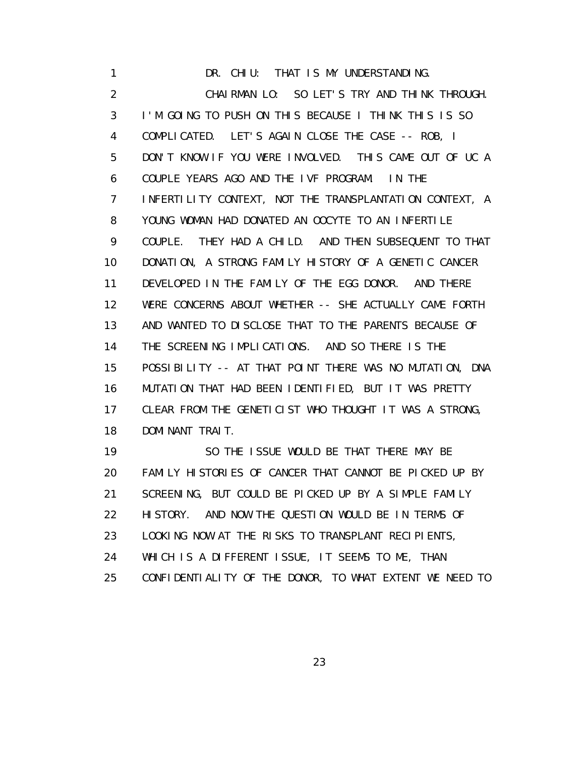DR. CHIU: THAT IS MY UNDERSTANDING.

CHAIRMAN LO: SO LET'S TRY AND THINK THROUGH. I'M GOING TO PUSH ON THIS BECAUSE I THINK THIS IS SO COMPLICATED. LET'S AGAIN CLOSE THE CASE -- ROB, I DON'T KNOW IF YOU WERE INVOLVED. THIS CAME OUT OF UC A COUPLE YEARS AGO AND THE IVF PROGRAM. IN THE INFERTILITY CONTEXT, NOT THE TRANSPLANTATION CONTEXT, A YOUNG WOMAN HAD DONATED AN OOCYTE TO AN INFERTILE COUPLE. THEY HAD A CHILD. AND THEN SUBSEQUENT TO THAT DONATION, A STRONG FAMILY HISTORY OF A GENETIC CANCER DEVELOPED IN THE FAMILY OF THE EGG DONOR. AND THERE WERE CONCERNS ABOUT WHETHER -- SHE ACTUALLY CAME FORTH AND WANTED TO DISCLOSE THAT TO THE PARENTS BECAUSE OF THE SCREENING IMPLICATIONS. AND SO THERE IS THE POSSIBILITY -- AT THAT POINT THERE WAS NO MUTATION, DNA MUTATION THAT HAD BEEN IDENTIFIED, BUT IT WAS PRETTY CLEAR FROM THE GENETICIST WHO THOUGHT IT WAS A STRONG, DOMINANT TRAIT.

SO THE ISSUE WOULD BE THAT THERE MAY BE FAMILY HISTORIES OF CANCER THAT CANNOT BE PICKED UP BY SCREENING, BUT COULD BE PICKED UP BY A SIMPLE FAMILY HISTORY. AND NOW THE QUESTION WOULD BE IN TERMS OF LOOKING NOW AT THE RISKS TO TRANSPLANT RECIPIENTS, WHICH IS A DIFFERENT ISSUE, IT SEEMS TO ME, THAN CONFIDENTIALITY OF THE DONOR, TO WHAT EXTENT WE NEED TO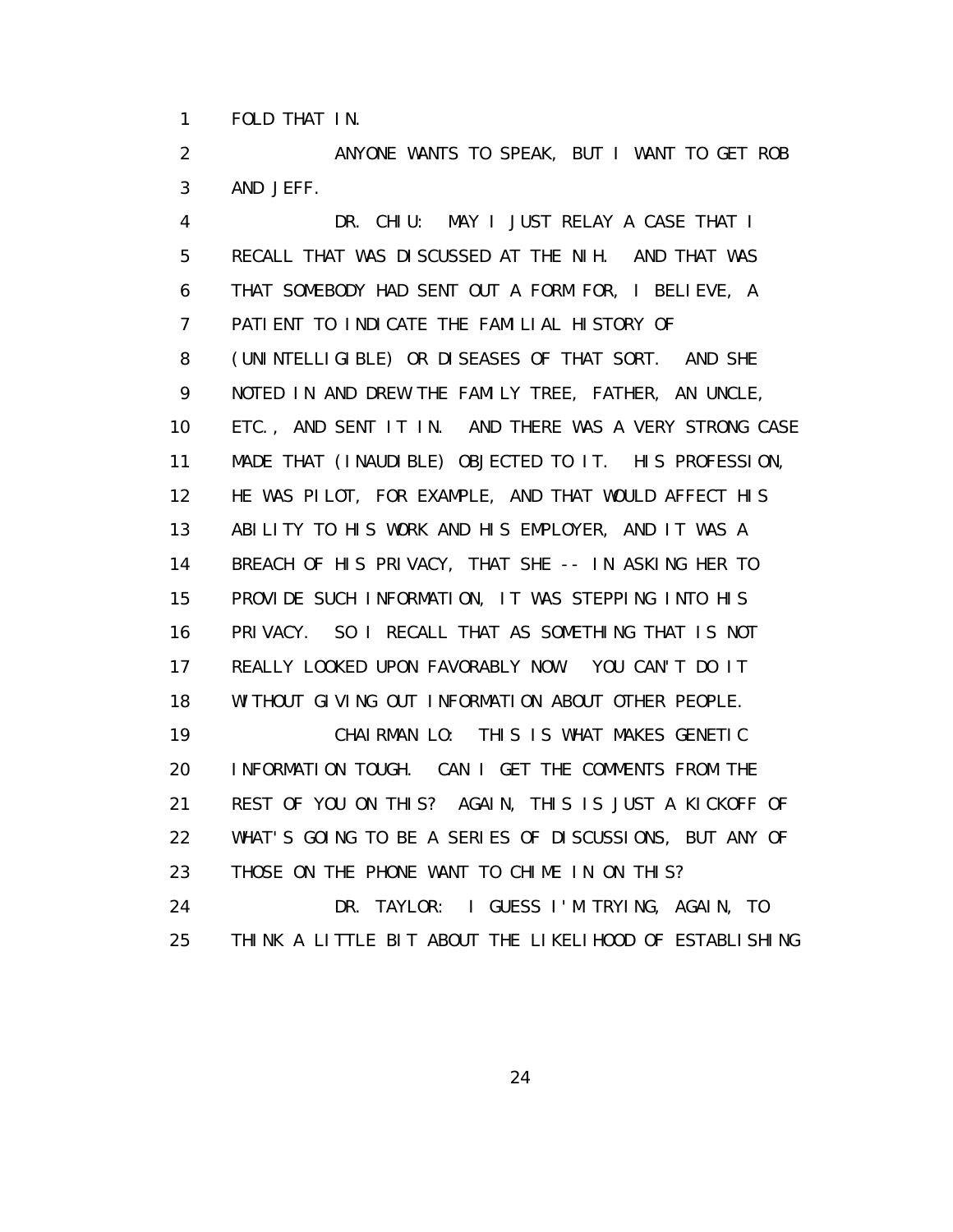FOLD THAT IN.

ANYONE WANTS TO SPEAK, BUT I WANT TO GET ROB AND JEFF.

DR. CHIU: MAY I JUST RELAY A CASE THAT I RECALL THAT WAS DISCUSSED AT THE NIH. AND THAT WAS THAT SOMEBODY HAD SENT OUT A FORM FOR, I BELIEVE, A PATIENT TO INDICATE THE FAMILIAL HISTORY OF (UNINTELLIGIBLE) OR DISEASES OF THAT SORT. AND SHE NOTED IN AND DREW THE FAMILY TREE, FATHER, AN UNCLE, ETC., AND SENT IT IN. AND THERE WAS A VERY STRONG CASE MADE THAT (INAUDIBLE) OBJECTED TO IT. HIS PROFESSION, HE WAS PILOT, FOR EXAMPLE, AND THAT WOULD AFFECT HIS ABILITY TO HIS WORK AND HIS EMPLOYER, AND IT WAS A BREACH OF HIS PRIVACY, THAT SHE -- IN ASKING HER TO PROVIDE SUCH INFORMATION, IT WAS STEPPING INTO HIS PRIVACY. SO I RECALL THAT AS SOMETHING THAT IS NOT REALLY LOOKED UPON FAVORABLY NOW. YOU CAN'T DO IT WITHOUT GIVING OUT INFORMATION ABOUT OTHER PEOPLE.

CHAIRMAN LO: THIS IS WHAT MAKES GENETIC INFORMATION TOUGH. CAN I GET THE COMMENTS FROM THE REST OF YOU ON THIS? AGAIN, THIS IS JUST A KICKOFF OF WHAT'S GOING TO BE A SERIES OF DISCUSSIONS, BUT ANY OF THOSE ON THE PHONE WANT TO CHIME IN ON THIS?

DR. TAYLOR: I GUESS I'M TRYING, AGAIN, TO THINK A LITTLE BIT ABOUT THE LIKELIHOOD OF ESTABLISHING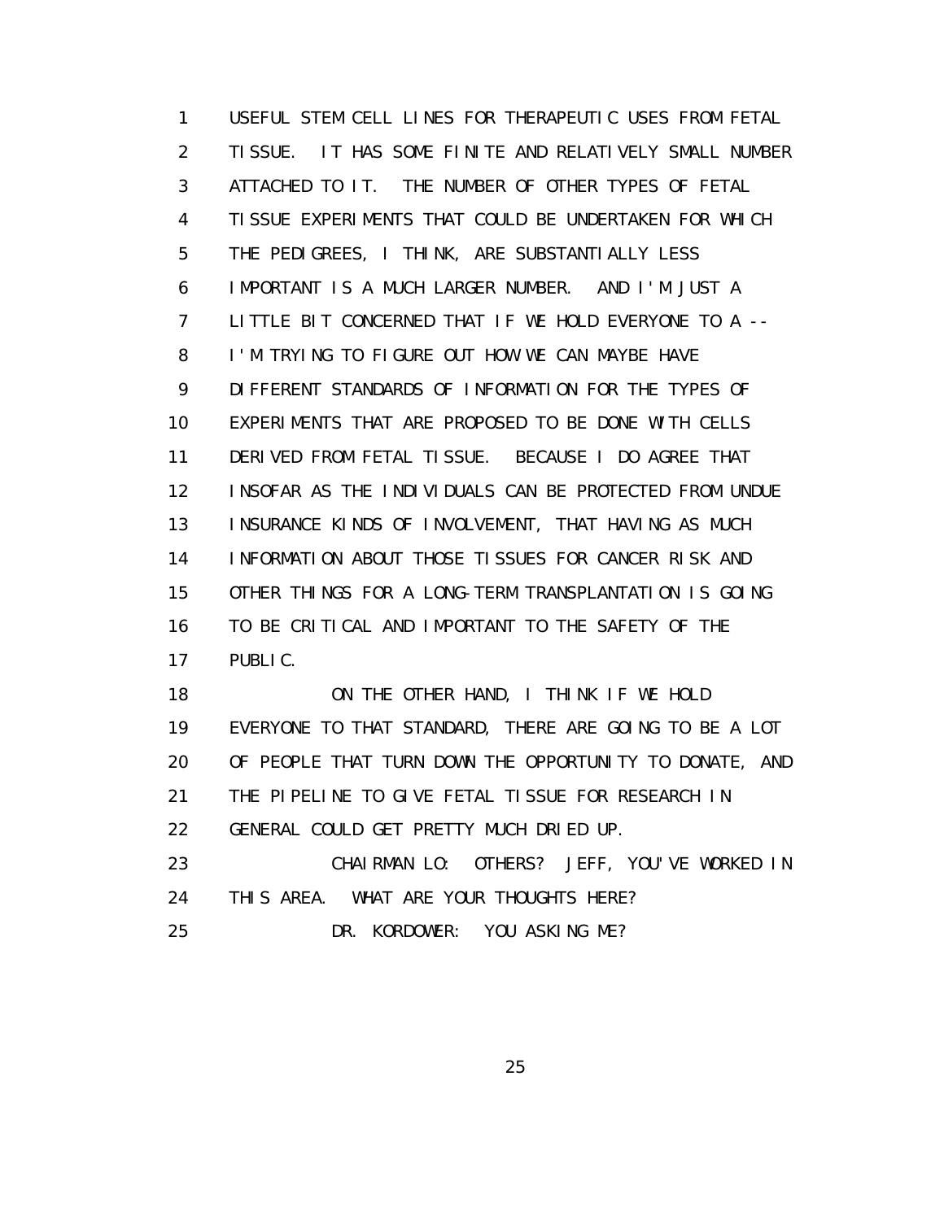USEFUL STEM CELL LINES FOR THERAPEUTIC USES FROM FETAL TISSUE. IT HAS SOME FINITE AND RELATIVELY SMALL NUMBER ATTACHED TO IT. THE NUMBER OF OTHER TYPES OF FETAL TISSUE EXPERIMENTS THAT COULD BE UNDERTAKEN FOR WHICH THE PEDIGREES, I THINK, ARE SUBSTANTIALLY LESS IMPORTANT IS A MUCH LARGER NUMBER. AND I'M JUST A LITTLE BIT CONCERNED THAT IF WE HOLD EVERYONE TO A -- I'M TRYING TO FIGURE OUT HOW WE CAN MAYBE HAVE DIFFERENT STANDARDS OF INFORMATION FOR THE TYPES OF EXPERIMENTS THAT ARE PROPOSED TO BE DONE WITH CELLS DERIVED FROM FETAL TISSUE. BECAUSE I DO AGREE THAT INSOFAR AS THE INDIVIDUALS CAN BE PROTECTED FROM UNDUE INSURANCE KINDS OF INVOLVEMENT, THAT HAVING AS MUCH INFORMATION ABOUT THOSE TISSUES FOR CANCER RISK AND OTHER THINGS FOR A LONG-TERM TRANSPLANTATION IS GOING TO BE CRITICAL AND IMPORTANT TO THE SAFETY OF THE PUBLIC.

ON THE OTHER HAND, I THINK IF WE HOLD EVERYONE TO THAT STANDARD, THERE ARE GOING TO BE A LOT OF PEOPLE THAT TURN DOWN THE OPPORTUNITY TO DONATE, AND THE PIPELINE TO GIVE FETAL TISSUE FOR RESEARCH IN GENERAL COULD GET PRETTY MUCH DRIED UP.

CHAIRMAN LO: OTHERS? JEFF, YOU'VE WORKED IN THIS AREA. WHAT ARE YOUR THOUGHTS HERE?

DR. KORDOWER: YOU ASKING ME?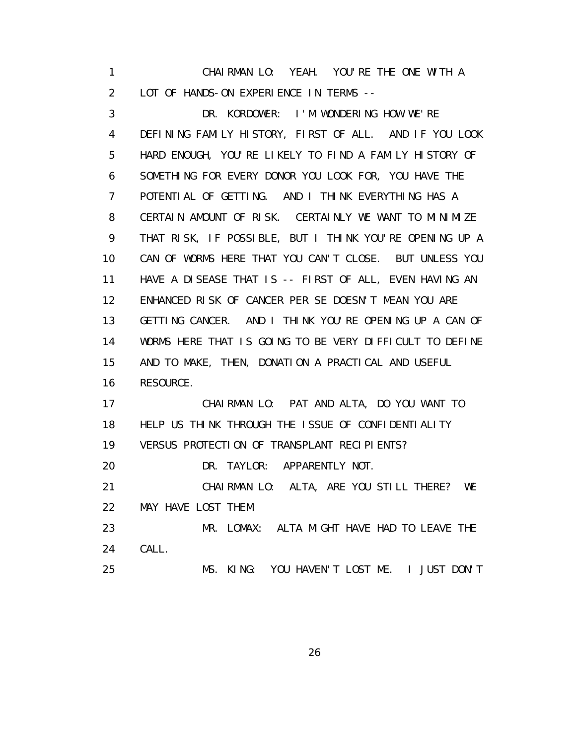1 CHAIRMAN LO: YEAH. YOU'RE THE ONE WITH A
2 LOT OF HANDS-ON EXPERIENCE IN TERMS --
3 DR. KORDOWER: I'M WONDERING HOW WE'RE
4 DEFINING FAMILY HISTORY, FIRST OF ALL. AND IF YOU LOOK
5 HARD ENOUGH, YOU'RE LIKELY TO FIND A FAMILY HISTORY OF
6 SOMETHING FOR EVERY DONOR YOU LOOK FOR, YOU HAVE THE
7 POTENTIAL OF GETTING. AND I THINK EVERYTHING HAS A
8 CERTAIN AMOUNT OF RISK. CERTAINLY WE WANT TO MINIMIZE
9 THAT RISK, IF POSSIBLE, BUT I THINK YOU'RE OPENING UP A
10 CAN OF WORMS HERE THAT YOU CAN'T CLOSE. BUT UNLESS YOU
11 HAVE A DISEASE THAT IS -- FIRST OF ALL, EVEN HAVING AN
12 ENHANCED RISK OF CANCER PER SE DOESN'T MEAN YOU ARE
13 GETTING CANCER. AND I THINK YOU'RE OPENING UP A CAN OF
14 WORMS HERE THAT IS GOING TO BE VERY DIFFICULT TO DEFINE
15 AND TO MAKE, THEN, DONATION A PRACTICAL AND USEFUL
16 RESOURCE.
17 CHAIRMAN LO: PAT AND ALTA, DO YOU WANT TO
18 HELP US THINK THROUGH THE ISSUE OF CONFIDENTIALITY
19 VERSUS PROTECTION OF TRANSPLANT RECIPIENTS?
20 DR. TAYLOR: APPARENTLY NOT.
21 CHAIRMAN LO: ALTA, ARE YOU STILL THERE? WE
22 MAY HAVE LOST THEM.
23 MR. LOMAX: ALTA MIGHT HAVE HAD TO LEAVE THE
24 CALL.
25 MS. KING: YOU HAVEN'T LOST ME. I JUST DON'T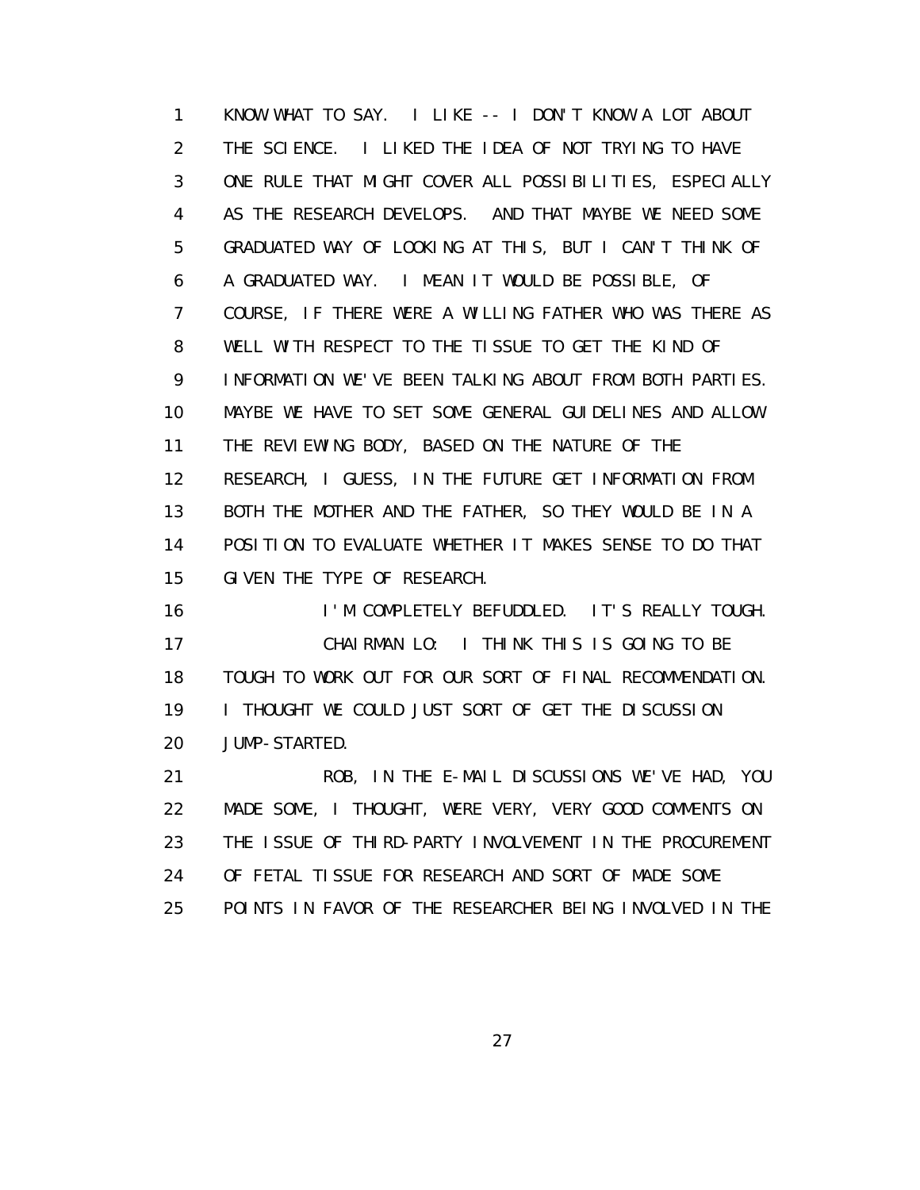KNOW WHAT TO SAY. I LIKE -- I DON'T KNOW A LOT ABOUT THE SCIENCE. I LIKED THE IDEA OF NOT TRYING TO HAVE ONE RULE THAT MIGHT COVER ALL POSSIBILITIES, ESPECIALLY AS THE RESEARCH DEVELOPS. AND THAT MAYBE WE NEED SOME GRADUATED WAY OF LOOKING AT THIS, BUT I CAN'T THINK OF A GRADUATED WAY. I MEAN IT WOULD BE POSSIBLE, OF COURSE, IF THERE WERE A WILLING FATHER WHO WAS THERE AS WELL WITH RESPECT TO THE TISSUE TO GET THE KIND OF INFORMATION WE'VE BEEN TALKING ABOUT FROM BOTH PARTIES. MAYBE WE HAVE TO SET SOME GENERAL GUIDELINES AND ALLOW THE REVIEWING BODY, BASED ON THE NATURE OF THE RESEARCH, I GUESS, IN THE FUTURE GET INFORMATION FROM BOTH THE MOTHER AND THE FATHER, SO THEY WOULD BE IN A POSITION TO EVALUATE WHETHER IT MAKES SENSE TO DO THAT GIVEN THE TYPE OF RESEARCH.

I'M COMPLETELY BEFUDDLED. IT'S REALLY TOUGH.

CHAIRMAN LO: I THINK THIS IS GOING TO BE TOUGH TO WORK OUT FOR OUR SORT OF FINAL RECOMMENDATION. I THOUGHT WE COULD JUST SORT OF GET THE DISCUSSION JUMP-STARTED.

ROB, IN THE E-MAIL DISCUSSIONS WE'VE HAD, YOU MADE SOME, I THOUGHT, WERE VERY, VERY GOOD COMMENTS ON THE ISSUE OF THIRD-PARTY INVOLVEMENT IN THE PROCUREMENT OF FETAL TISSUE FOR RESEARCH AND SORT OF MADE SOME POINTS IN FAVOR OF THE RESEARCHER BEING INVOLVED IN THE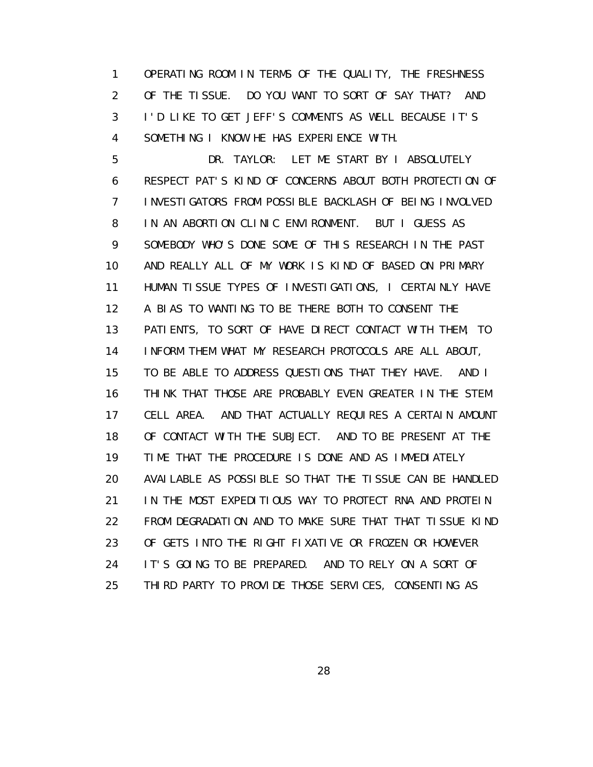OPERATING ROOM IN TERMS OF THE QUALITY, THE FRESHNESS OF THE TISSUE. DO YOU WANT TO SORT OF SAY THAT? AND I'D LIKE TO GET JEFF'S COMMENTS AS WELL BECAUSE IT'S SOMETHING I KNOW HE HAS EXPERIENCE WITH.

DR. TAYLOR: LET ME START BY I ABSOLUTELY RESPECT PAT'S KIND OF CONCERNS ABOUT BOTH PROTECTION OF INVESTIGATORS FROM POSSIBLE BACKLASH OF BEING INVOLVED IN AN ABORTION CLINIC ENVIRONMENT. BUT I GUESS AS SOMEBODY WHO'S DONE SOME OF THIS RESEARCH IN THE PAST AND REALLY ALL OF MY WORK IS KIND OF BASED ON PRIMARY HUMAN TISSUE TYPES OF INVESTIGATIONS, I CERTAINLY HAVE A BIAS TO WANTING TO BE THERE BOTH TO CONSENT THE PATIENTS, TO SORT OF HAVE DIRECT CONTACT WITH THEM, TO INFORM THEM WHAT MY RESEARCH PROTOCOLS ARE ALL ABOUT, TO BE ABLE TO ADDRESS QUESTIONS THAT THEY HAVE. AND I THINK THAT THOSE ARE PROBABLY EVEN GREATER IN THE STEM CELL AREA. AND THAT ACTUALLY REQUIRES A CERTAIN AMOUNT OF CONTACT WITH THE SUBJECT. AND TO BE PRESENT AT THE TIME THAT THE PROCEDURE IS DONE AND AS IMMEDIATELY AVAILABLE AS POSSIBLE SO THAT THE TISSUE CAN BE HANDLED IN THE MOST EXPEDITIOUS WAY TO PROTECT RNA AND PROTEIN FROM DEGRADATION AND TO MAKE SURE THAT THAT TISSUE KIND OF GETS INTO THE RIGHT FIXATIVE OR FROZEN OR HOWEVER IT'S GOING TO BE PREPARED. AND TO RELY ON A SORT OF THIRD PARTY TO PROVIDE THOSE SERVICES, CONSENTING AS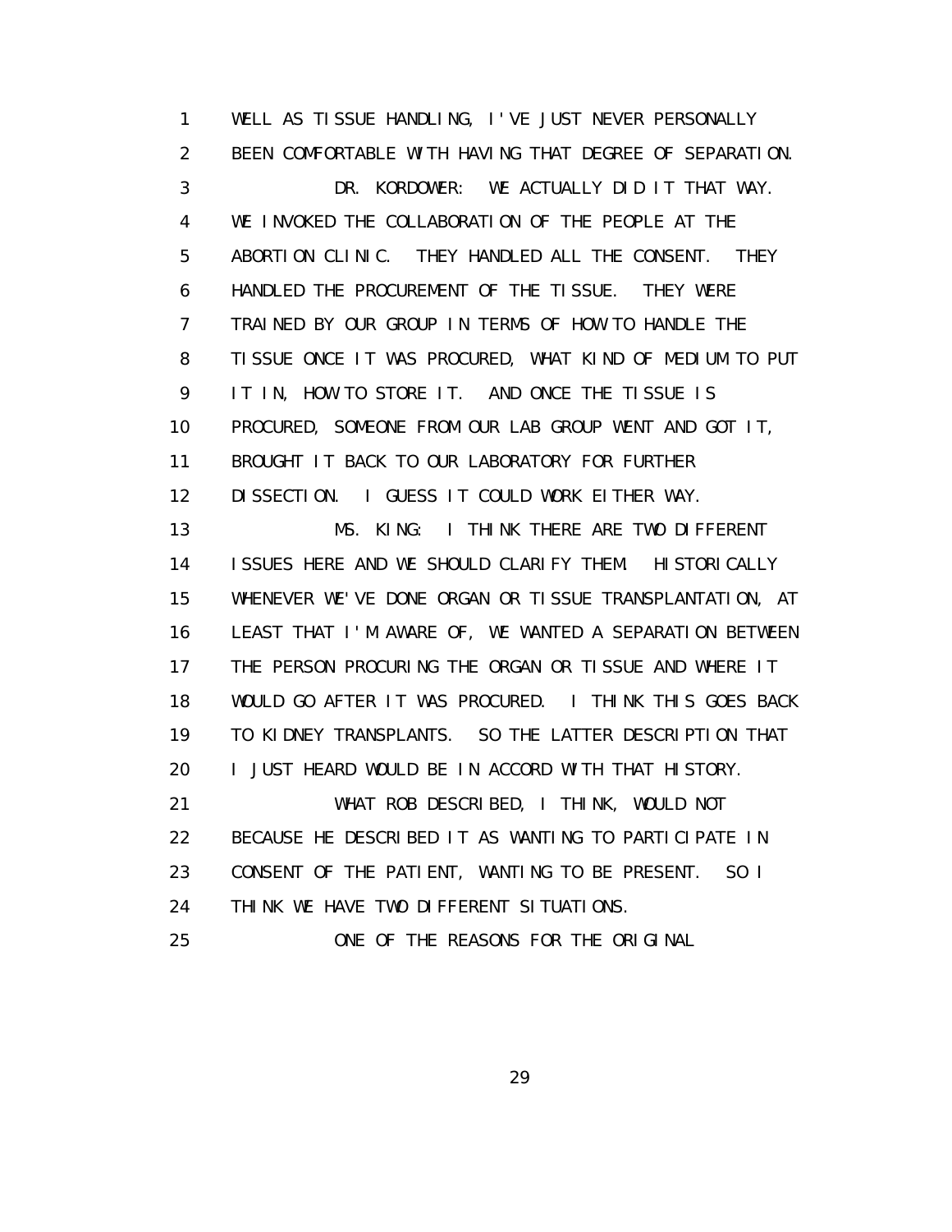WELL AS TISSUE HANDLING, I'VE JUST NEVER PERSONALLY BEEN COMFORTABLE WITH HAVING THAT DEGREE OF SEPARATION.

DR. KORDOWER: WE ACTUALLY DID IT THAT WAY. WE INVOKED THE COLLABORATION OF THE PEOPLE AT THE ABORTION CLINIC. THEY HANDLED ALL THE CONSENT. THEY HANDLED THE PROCUREMENT OF THE TISSUE. THEY WERE TRAINED BY OUR GROUP IN TERMS OF HOW TO HANDLE THE TISSUE ONCE IT WAS PROCURED, WHAT KIND OF MEDIUM TO PUT IT IN, HOW TO STORE IT. AND ONCE THE TISSUE IS PROCURED, SOMEONE FROM OUR LAB GROUP WENT AND GOT IT, BROUGHT IT BACK TO OUR LABORATORY FOR FURTHER DISSECTION. I GUESS IT COULD WORK EITHER WAY.

MS. KING: I THINK THERE ARE TWO DIFFERENT ISSUES HERE AND WE SHOULD CLARIFY THEM. HISTORICALLY WHENEVER WE'VE DONE ORGAN OR TISSUE TRANSPLANTATION, AT LEAST THAT I'M AWARE OF, WE WANTED A SEPARATION BETWEEN THE PERSON PROCURING THE ORGAN OR TISSUE AND WHERE IT WOULD GO AFTER IT WAS PROCURED. I THINK THIS GOES BACK TO KIDNEY TRANSPLANTS. SO THE LATTER DESCRIPTION THAT I JUST HEARD WOULD BE IN ACCORD WITH THAT HISTORY.

WHAT ROB DESCRIBED, I THINK, WOULD NOT BECAUSE HE DESCRIBED IT AS WANTING TO PARTICIPATE IN CONSENT OF THE PATIENT, WANTING TO BE PRESENT. SO I THINK WE HAVE TWO DIFFERENT SITUATIONS.

ONE OF THE REASONS FOR THE ORIGINAL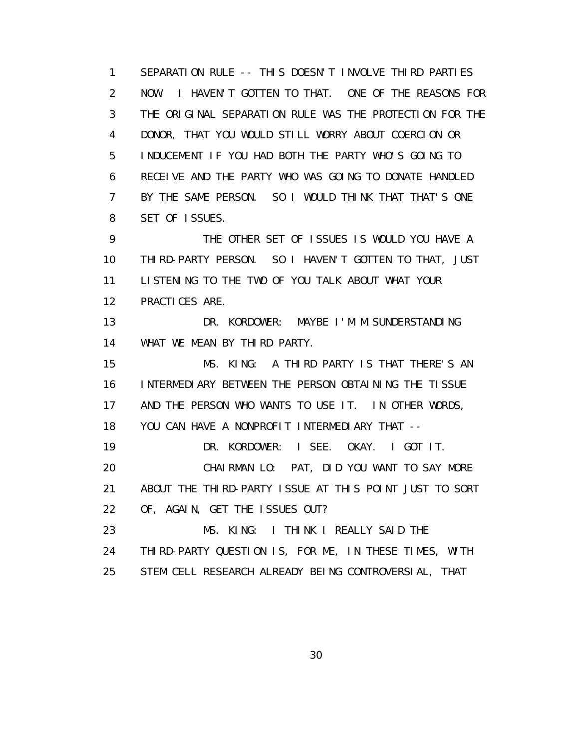SEPARATION RULE -- THIS DOESN'T INVOLVE THIRD PARTIES NOW. I HAVEN'T GOTTEN TO THAT. ONE OF THE REASONS FOR THE ORIGINAL SEPARATION RULE WAS THE PROTECTION FOR THE DONOR, THAT YOU WOULD STILL WORRY ABOUT COERCION OR INDUCEMENT IF YOU HAD BOTH THE PARTY WHO'S GOING TO RECEIVE AND THE PARTY WHO WAS GOING TO DONATE HANDLED BY THE SAME PERSON. SO I WOULD THINK THAT THAT'S ONE SET OF ISSUES.

THE OTHER SET OF ISSUES IS WOULD YOU HAVE A THIRD-PARTY PERSON. SO I HAVEN'T GOTTEN TO THAT, JUST LISTENING TO THE TWO OF YOU TALK ABOUT WHAT YOUR PRACTICES ARE.

DR. KORDOWER: MAYBE I'M MISUNDERSTANDING WHAT WE MEAN BY THIRD PARTY.

MS. KING: A THIRD PARTY IS THAT THERE'S AN INTERMEDIARY BETWEEN THE PERSON OBTAINING THE TISSUE AND THE PERSON WHO WANTS TO USE IT. IN OTHER WORDS, YOU CAN HAVE A NONPROFIT INTERMEDIARY THAT --

DR. KORDOWER: I SEE. OKAY. I GOT IT.

CHAIRMAN LO: PAT, DID YOU WANT TO SAY MORE ABOUT THE THIRD-PARTY ISSUE AT THIS POINT JUST TO SORT OF, AGAIN, GET THE ISSUES OUT?

MS. KING: I THINK I REALLY SAID THE THIRD-PARTY QUESTION IS, FOR ME, IN THESE TIMES, WITH STEM CELL RESEARCH ALREADY BEING CONTROVERSIAL, THAT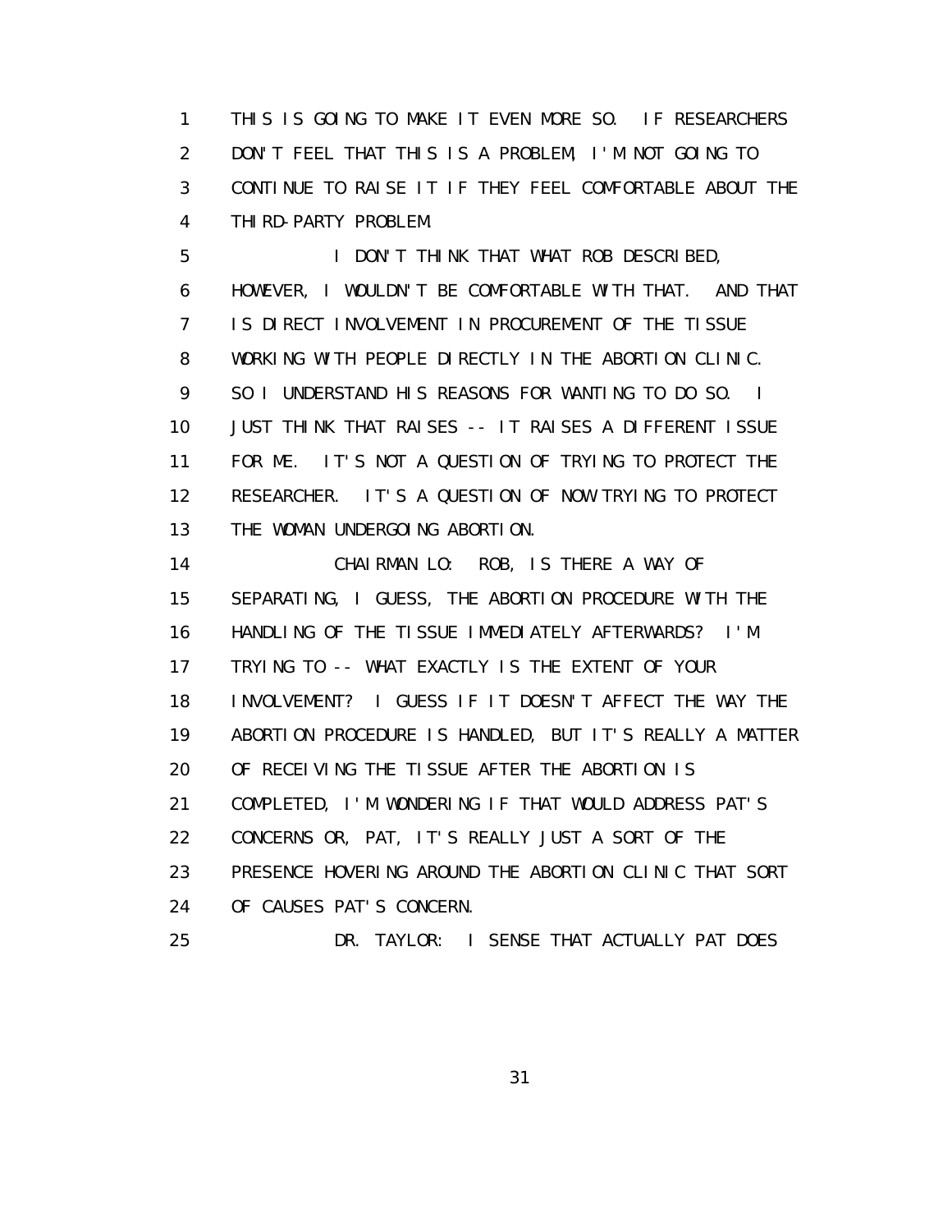THIS IS GOING TO MAKE IT EVEN MORE SO. IF RESEARCHERS DON'T FEEL THAT THIS IS A PROBLEM, I'M NOT GOING TO CONTINUE TO RAISE IT IF THEY FEEL COMFORTABLE ABOUT THE THIRD-PARTY PROBLEM.

I DON'T THINK THAT WHAT ROB DESCRIBED, HOWEVER, I WOULDN'T BE COMFORTABLE WITH THAT. AND THAT IS DIRECT INVOLVEMENT IN PROCUREMENT OF THE TISSUE WORKING WITH PEOPLE DIRECTLY IN THE ABORTION CLINIC. SO I UNDERSTAND HIS REASONS FOR WANTING TO DO SO. I JUST THINK THAT RAISES -- IT RAISES A DIFFERENT ISSUE FOR ME. IT'S NOT A QUESTION OF TRYING TO PROTECT THE RESEARCHER. IT'S A QUESTION OF NOW TRYING TO PROTECT THE WOMAN UNDERGOING ABORTION.

CHAIRMAN LO: ROB, IS THERE A WAY OF SEPARATING, I GUESS, THE ABORTION PROCEDURE WITH THE HANDLING OF THE TISSUE IMMEDIATELY AFTERWARDS? I'M TRYING TO -- WHAT EXACTLY IS THE EXTENT OF YOUR INVOLVEMENT? I GUESS IF IT DOESN'T AFFECT THE WAY THE ABORTION PROCEDURE IS HANDLED, BUT IT'S REALLY A MATTER OF RECEIVING THE TISSUE AFTER THE ABORTION IS COMPLETED, I'M WONDERING IF THAT WOULD ADDRESS PAT'S CONCERNS OR, PAT, IT'S REALLY JUST A SORT OF THE PRESENCE HOVERING AROUND THE ABORTION CLINIC THAT SORT OF CAUSES PAT'S CONCERN.

DR. TAYLOR: I SENSE THAT ACTUALLY PAT DOES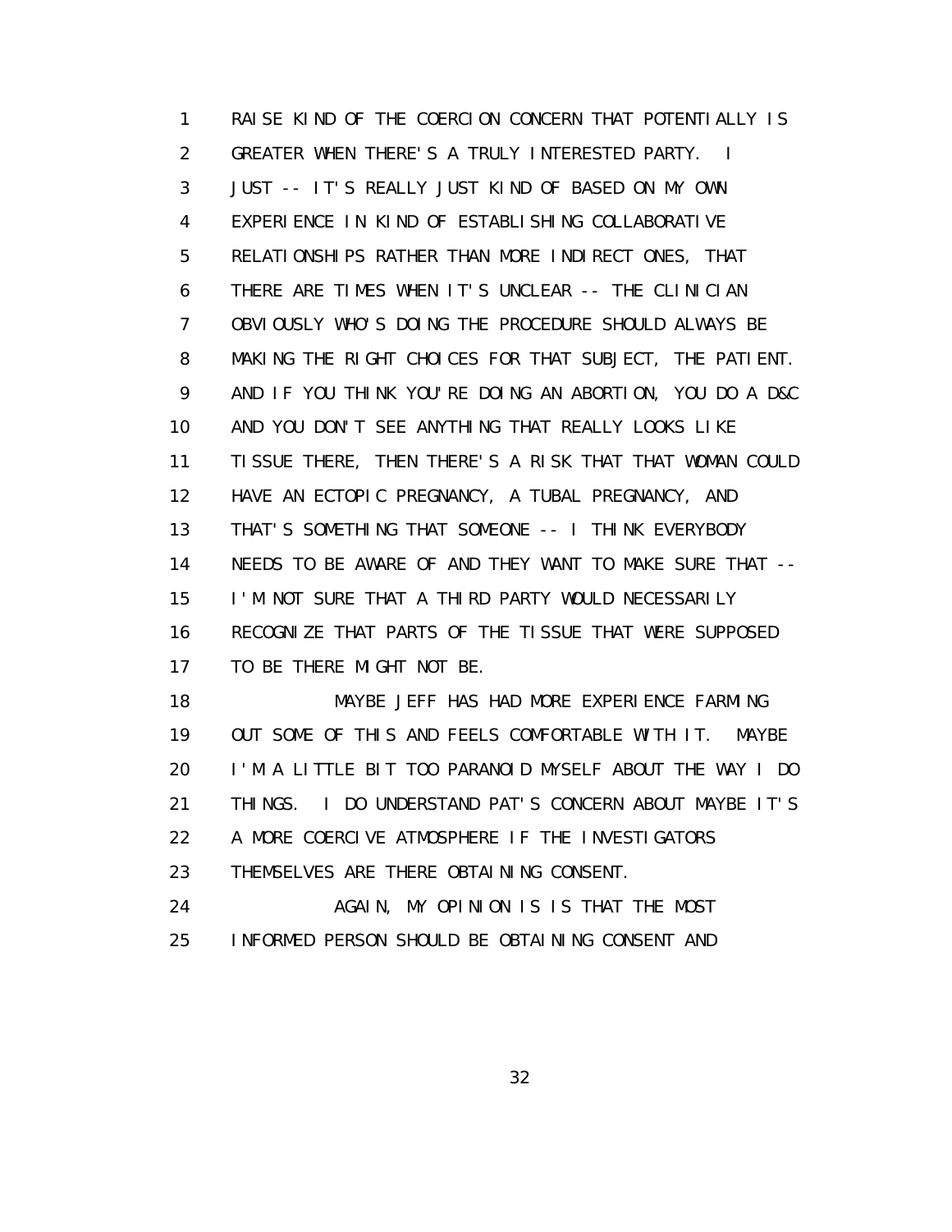RAISE KIND OF THE COERCION CONCERN THAT POTENTIALLY IS GREATER WHEN THERE'S A TRULY INTERESTED PARTY. I JUST -- IT'S REALLY JUST KIND OF BASED ON MY OWN EXPERIENCE IN KIND OF ESTABLISHING COLLABORATIVE RELATIONSHIPS RATHER THAN MORE INDIRECT ONES, THAT THERE ARE TIMES WHEN IT'S UNCLEAR -- THE CLINICIAN OBVIOUSLY WHO'S DOING THE PROCEDURE SHOULD ALWAYS BE MAKING THE RIGHT CHOICES FOR THAT SUBJECT, THE PATIENT. AND IF YOU THINK YOU'RE DOING AN ABORTION, YOU DO A D&C AND YOU DON'T SEE ANYTHING THAT REALLY LOOKS LIKE TISSUE THERE, THEN THERE'S A RISK THAT THAT WOMAN COULD HAVE AN ECTOPIC PREGNANCY, A TUBAL PREGNANCY, AND THAT'S SOMETHING THAT SOMEONE -- I THINK EVERYBODY NEEDS TO BE AWARE OF AND THEY WANT TO MAKE SURE THAT -- I'M NOT SURE THAT A THIRD PARTY WOULD NECESSARILY RECOGNIZE THAT PARTS OF THE TISSUE THAT WERE SUPPOSED TO BE THERE MIGHT NOT BE.

MAYBE JEFF HAS HAD MORE EXPERIENCE FARMING OUT SOME OF THIS AND FEELS COMFORTABLE WITH IT. MAYBE I'M A LITTLE BIT TOO PARANOID MYSELF ABOUT THE WAY I DO THINGS. I DO UNDERSTAND PAT'S CONCERN ABOUT MAYBE IT'S A MORE COERCIVE ATMOSPHERE IF THE INVESTIGATORS THEMSELVES ARE THERE OBTAINING CONSENT.

AGAIN, MY OPINION IS IS THAT THE MOST INFORMED PERSON SHOULD BE OBTAINING CONSENT AND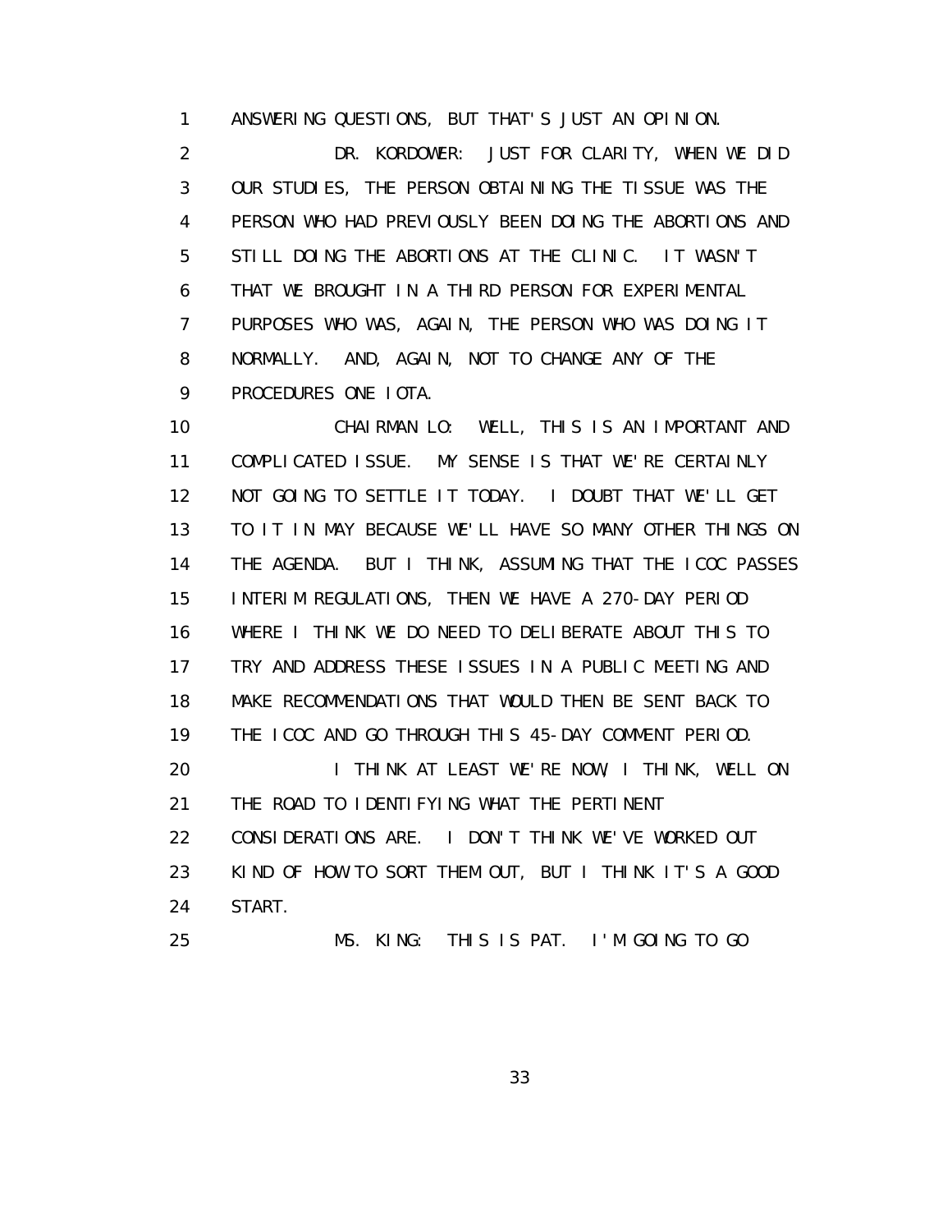1 ANSWERING QUESTIONS, BUT THAT'S JUST AN OPINION.

2 DR. KORDOWER: JUST FOR CLARITY, WHEN WE DID

3 OUR STUDIES, THE PERSON OBTAINING THE TISSUE WAS THE

4 PERSON WHO HAD PREVIOUSLY BEEN DOING THE ABORTIONS AND

5 STILL DOING THE ABORTIONS AT THE CLINIC. IT WASN'T

6 THAT WE BROUGHT IN A THIRD PERSON FOR EXPERIMENTAL

7 PURPOSES WHO WAS, AGAIN, THE PERSON WHO WAS DOING IT

8 NORMALLY. AND, AGAIN, NOT TO CHANGE ANY OF THE

9 PROCEDURES ONE IOTA.

10 CHAIRMAN LO: WELL, THIS IS AN IMPORTANT AND

11 COMPLICATED ISSUE. MY SENSE IS THAT WE'RE CERTAINLY

12 NOT GOING TO SETTLE IT TODAY. I DOUBT THAT WE'LL GET

13 TO IT IN MAY BECAUSE WE'LL HAVE SO MANY OTHER THINGS ON

14 THE AGENDA. BUT I THINK, ASSUMING THAT THE ICOC PASSES

15 INTERIM REGULATIONS, THEN WE HAVE A 270-DAY PERIOD

16 WHERE I THINK WE DO NEED TO DELIBERATE ABOUT THIS TO

17 TRY AND ADDRESS THESE ISSUES IN A PUBLIC MEETING AND

18 MAKE RECOMMENDATIONS THAT WOULD THEN BE SENT BACK TO

19 THE ICOC AND GO THROUGH THIS 45-DAY COMMENT PERIOD.

20 I THINK AT LEAST WE'RE NOW, I THINK, WELL ON

21 THE ROAD TO IDENTIFYING WHAT THE PERTINENT

22 CONSIDERATIONS ARE. I DON'T THINK WE'VE WORKED OUT

23 KIND OF HOW TO SORT THEM OUT, BUT I THINK IT'S A GOOD

24 START.

25 MS. KING: THIS IS PAT. I'M GOING TO GO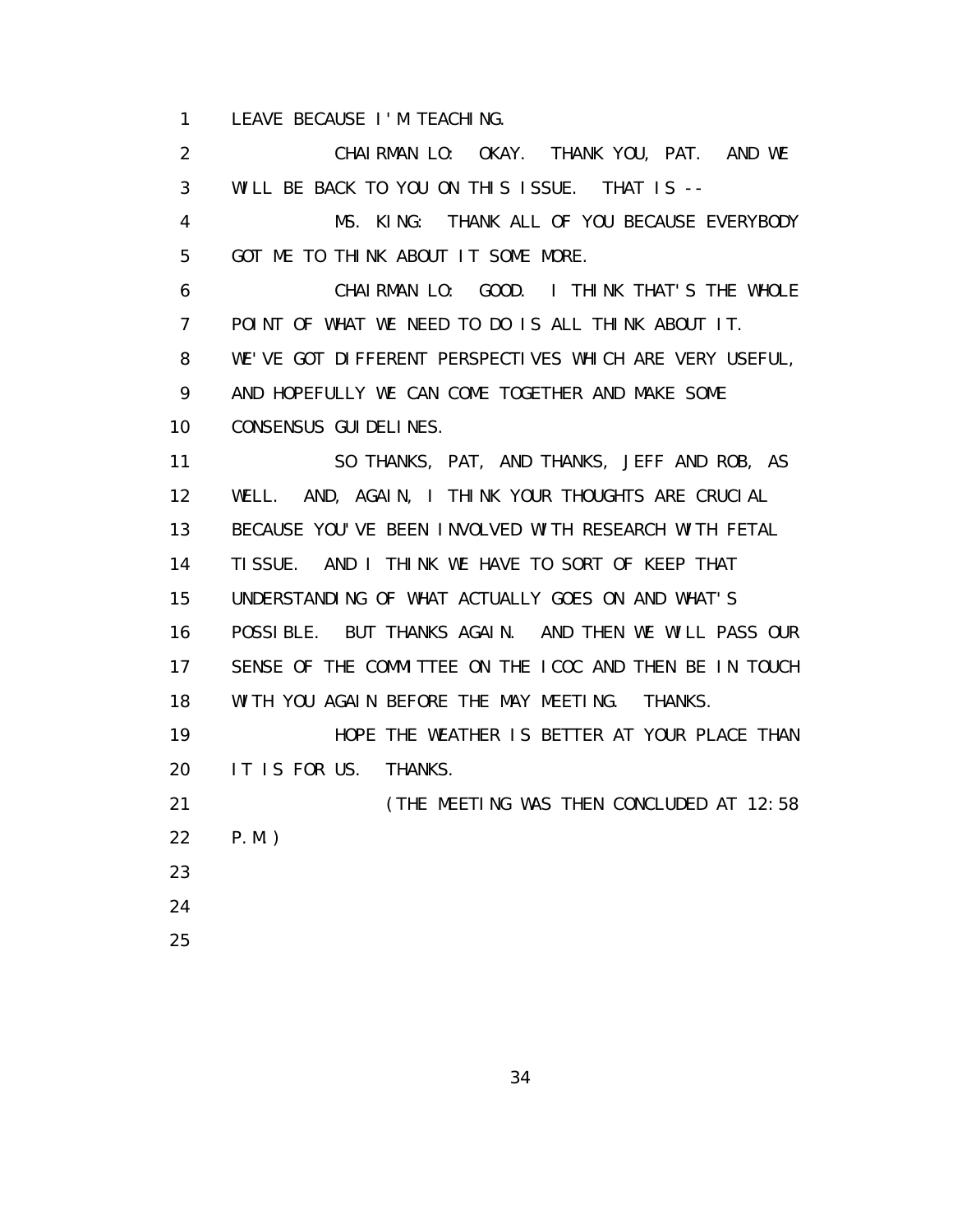LEAVE BECAUSE I'M TEACHING.

CHAIRMAN LO: OKAY. THANK YOU, PAT. AND WE WILL BE BACK TO YOU ON THIS ISSUE. THAT IS --

MS. KING: THANK ALL OF YOU BECAUSE EVERYBODY GOT ME TO THINK ABOUT IT SOME MORE.

CHAIRMAN LO: GOOD. I THINK THAT'S THE WHOLE POINT OF WHAT WE NEED TO DO IS ALL THINK ABOUT IT. WE'VE GOT DIFFERENT PERSPECTIVES WHICH ARE VERY USEFUL, AND HOPEFULLY WE CAN COME TOGETHER AND MAKE SOME CONSENSUS GUIDELINES.

SO THANKS, PAT, AND THANKS, JEFF AND ROB, AS WELL. AND, AGAIN, I THINK YOUR THOUGHTS ARE CRUCIAL BECAUSE YOU'VE BEEN INVOLVED WITH RESEARCH WITH FETAL TISSUE. AND I THINK WE HAVE TO SORT OF KEEP THAT UNDERSTANDING OF WHAT ACTUALLY GOES ON AND WHAT'S POSSIBLE. BUT THANKS AGAIN. AND THEN WE WILL PASS OUR SENSE OF THE COMMITTEE ON THE ICOC AND THEN BE IN TOUCH WITH YOU AGAIN BEFORE THE MAY MEETING. THANKS.

HOPE THE WEATHER IS BETTER AT YOUR PLACE THAN IT IS FOR US. THANKS.

(THE MEETING WAS THEN CONCLUDED AT 12:58 P.M.)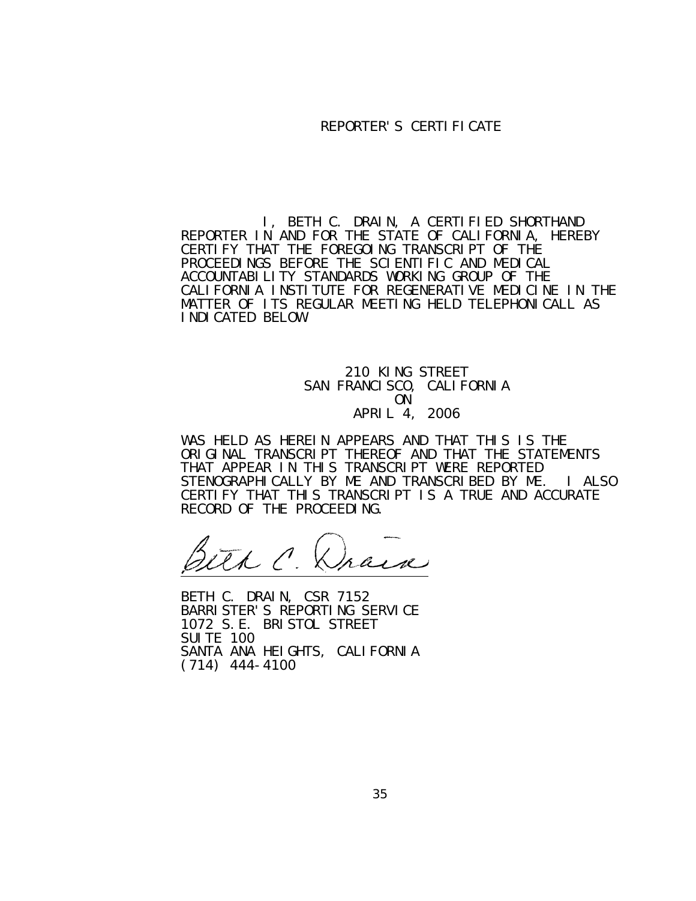REPORTER'S CERTIFICATE

I, BETH C. DRAIN, A CERTIFIED SHORTHAND REPORTER IN AND FOR THE STATE OF CALIFORNIA, HEREBY CERTIFY THAT THE FOREGOING TRANSCRIPT OF THE PROCEEDINGS BEFORE THE SCIENTIFIC AND MEDICAL ACCOUNTABILITY STANDARDS WORKING GROUP OF THE CALIFORNIA INSTITUTE FOR REGENERATIVE MEDICINE IN THE MATTER OF ITS REGULAR MEETING HELD TELEPHONICALL AS INDICATED BELOW

210 KING STREET
SAN FRANCISCO, CALIFORNIA
ON
APRIL 4, 2006

WAS HELD AS HEREIN APPEARS AND THAT THIS IS THE ORIGINAL TRANSCRIPT THEREOF AND THAT THE STATEMENTS THAT APPEAR IN THIS TRANSCRIPT WERE REPORTED STENOGRAPHICALLY BY ME AND TRANSCRIBED BY ME. I ALSO CERTIFY THAT THIS TRANSCRIPT IS A TRUE AND ACCURATE RECORD OF THE PROCEEDING.

Beth C. Drain

BETH C. DRAIN, CSR 7152
BARRISTER'S REPORTING SERVICE
1072 S.E. BRISTOL STREET
SUITE 100
SANTA ANA HEIGHTS, CALIFORNIA
(714) 444-4100